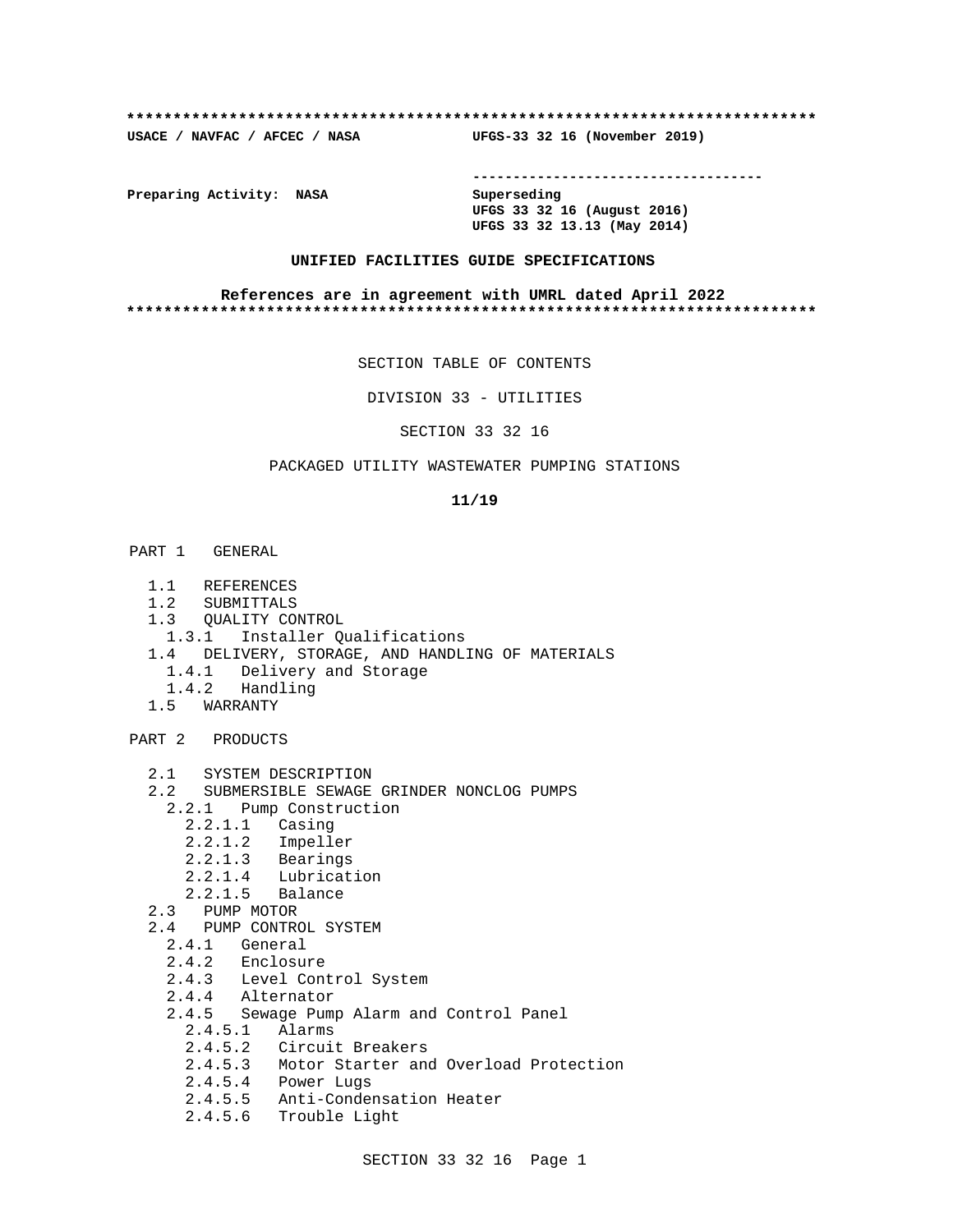**************************************************************************
**USACE / NAVFAC / AFCEC / NASA** **UFGS-33 32 16 (November 2019)**

-----------------------------------

**Preparing Activity: NASA** **Superseding**
**UFGS 33 32 16 (August 2016)**
**UFGS 33 32 13.13 (May 2014)**

**UNIFIED FACILITIES GUIDE SPECIFICATIONS**

**References are in agreement with UMRL dated April 2022**
**************************************************************************

SECTION TABLE OF CONTENTS

DIVISION 33 - UTILITIES

SECTION 33 32 16

PACKAGED UTILITY WASTEWATER PUMPING STATIONS

**11/19**

PART 1 GENERAL

- 1.1 REFERENCES
- 1.2 SUBMITTALS
- 1.3 QUALITY CONTROL
  - 1.3.1 Installer Qualifications
- 1.4 DELIVERY, STORAGE, AND HANDLING OF MATERIALS
  - 1.4.1 Delivery and Storage
  - 1.4.2 Handling
- 1.5 WARRANTY

PART 2 PRODUCTS

- 2.1 SYSTEM DESCRIPTION
- 2.2 SUBMERSIBLE SEWAGE GRINDER NONCLOG PUMPS
  - 2.2.1 Pump Construction
    - 2.2.1.1 Casing
    - 2.2.1.2 Impeller
    - 2.2.1.3 Bearings
    - 2.2.1.4 Lubrication
    - 2.2.1.5 Balance
- 2.3 PUMP MOTOR
- 2.4 PUMP CONTROL SYSTEM
  - 2.4.1 General
  - 2.4.2 Enclosure
  - 2.4.3 Level Control System
  - 2.4.4 Alternator
  - 2.4.5 Sewage Pump Alarm and Control Panel
    - 2.4.5.1 Alarms
    - 2.4.5.2 Circuit Breakers
    - 2.4.5.3 Motor Starter and Overload Protection
    - 2.4.5.4 Power Lugs
    - 2.4.5.5 Anti-Condensation Heater
    - 2.4.5.6 Trouble Light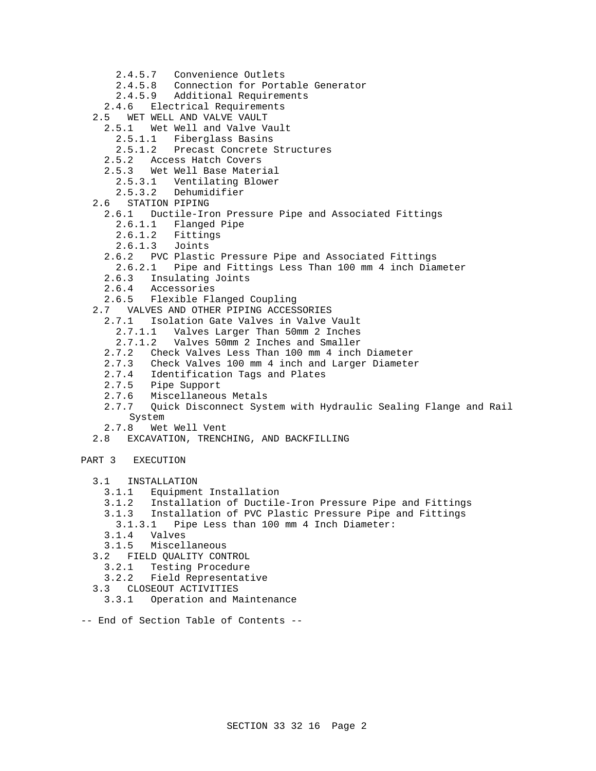2.4.5.7   Convenience Outlets
      2.4.5.8   Connection for Portable Generator
      2.4.5.9   Additional Requirements
    2.4.6   Electrical Requirements
  2.5   WET WELL AND VALVE VAULT
    2.5.1   Wet Well and Valve Vault
      2.5.1.1   Fiberglass Basins
      2.5.1.2   Precast Concrete Structures
    2.5.2   Access Hatch Covers
    2.5.3   Wet Well Base Material
      2.5.3.1   Ventilating Blower
      2.5.3.2   Dehumidifier
  2.6   STATION PIPING
    2.6.1   Ductile-Iron Pressure Pipe and Associated Fittings
      2.6.1.1   Flanged Pipe
      2.6.1.2   Fittings
      2.6.1.3   Joints
    2.6.2   PVC Plastic Pressure Pipe and Associated Fittings
      2.6.2.1   Pipe and Fittings Less Than 100 mm 4 inch Diameter
    2.6.3   Insulating Joints
    2.6.4   Accessories
    2.6.5   Flexible Flanged Coupling
  2.7   VALVES AND OTHER PIPING ACCESSORIES
    2.7.1   Isolation Gate Valves in Valve Vault
      2.7.1.1   Valves Larger Than 50mm 2 Inches
      2.7.1.2   Valves 50mm 2 Inches and Smaller
    2.7.2   Check Valves Less Than 100 mm 4 inch Diameter
    2.7.3   Check Valves 100 mm 4 inch and Larger Diameter
    2.7.4   Identification Tags and Plates
    2.7.5   Pipe Support
    2.7.6   Miscellaneous Metals
    2.7.7   Quick Disconnect System with Hydraulic Sealing Flange and Rail System
    2.7.8   Wet Well Vent
  2.8   EXCAVATION, TRENCHING, AND BACKFILLING

PART 3   EXECUTION

  3.1   INSTALLATION
    3.1.1   Equipment Installation
    3.1.2   Installation of Ductile-Iron Pressure Pipe and Fittings
    3.1.3   Installation of PVC Plastic Pressure Pipe and Fittings
      3.1.3.1   Pipe Less than 100 mm 4 Inch Diameter:
    3.1.4   Valves
    3.1.5   Miscellaneous
  3.2   FIELD QUALITY CONTROL
    3.2.1   Testing Procedure
    3.2.2   Field Representative
  3.3   CLOSEOUT ACTIVITIES
    3.3.1   Operation and Maintenance

-- End of Section Table of Contents --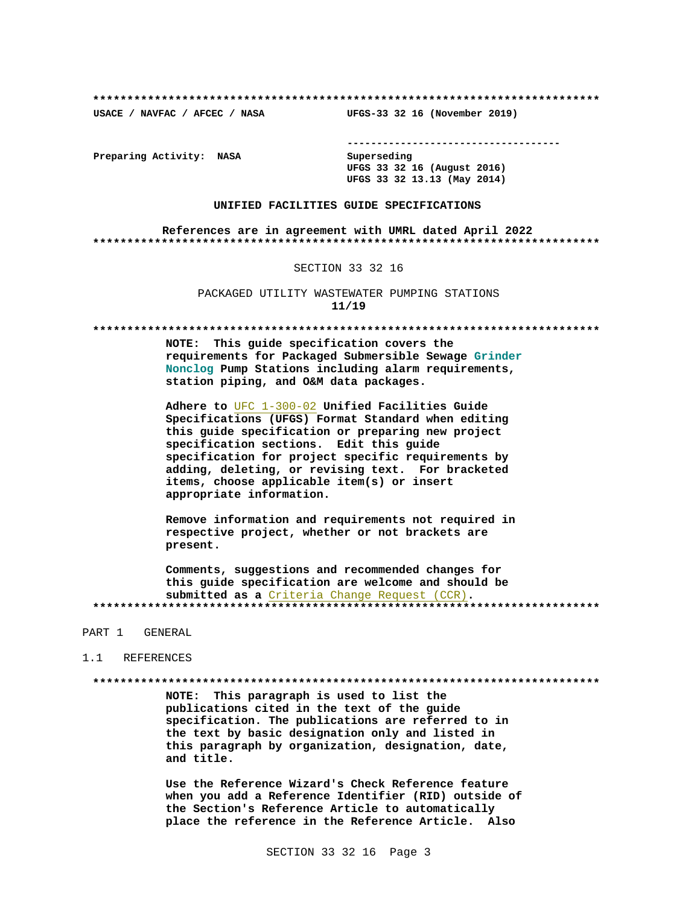**************************************************************************

USACE / NAVFAC / AFCEC / NASA UFGS-33 32 16 (November 2019)

-----------------------------------

Preparing Activity: NASA

Superseding
UFGS 33 32 16 (August 2016)
UFGS 33 32 13.13 (May 2014)

**UNIFIED FACILITIES GUIDE SPECIFICATIONS**

**References are in agreement with UMRL dated April 2022**

**************************************************************************

SECTION 33 32 16

PACKAGED UTILITY WASTEWATER PUMPING STATIONS
**11/19**

**************************************************************************

**NOTE: This guide specification covers the requirements for Packaged Submersible Sewage Grinder Nonclog Pump Stations including alarm requirements, station piping, and O&M data packages.**

**Adhere to UFC 1-300-02 Unified Facilities Guide Specifications (UFGS) Format Standard when editing this guide specification or preparing new project specification sections. Edit this guide specification for project specific requirements by adding, deleting, or revising text. For bracketed items, choose applicable item(s) or insert appropriate information.**

**Remove information and requirements not required in respective project, whether or not brackets are present.**

**Comments, suggestions and recommended changes for this guide specification are welcome and should be submitted as a Criteria Change Request (CCR).**

**************************************************************************

PART 1 GENERAL

1.1 REFERENCES

**************************************************************************

**NOTE: This paragraph is used to list the publications cited in the text of the guide specification. The publications are referred to in the text by basic designation only and listed in this paragraph by organization, designation, date, and title.**

**Use the Reference Wizard's Check Reference feature when you add a Reference Identifier (RID) outside of the Section's Reference Article to automatically place the reference in the Reference Article. Also**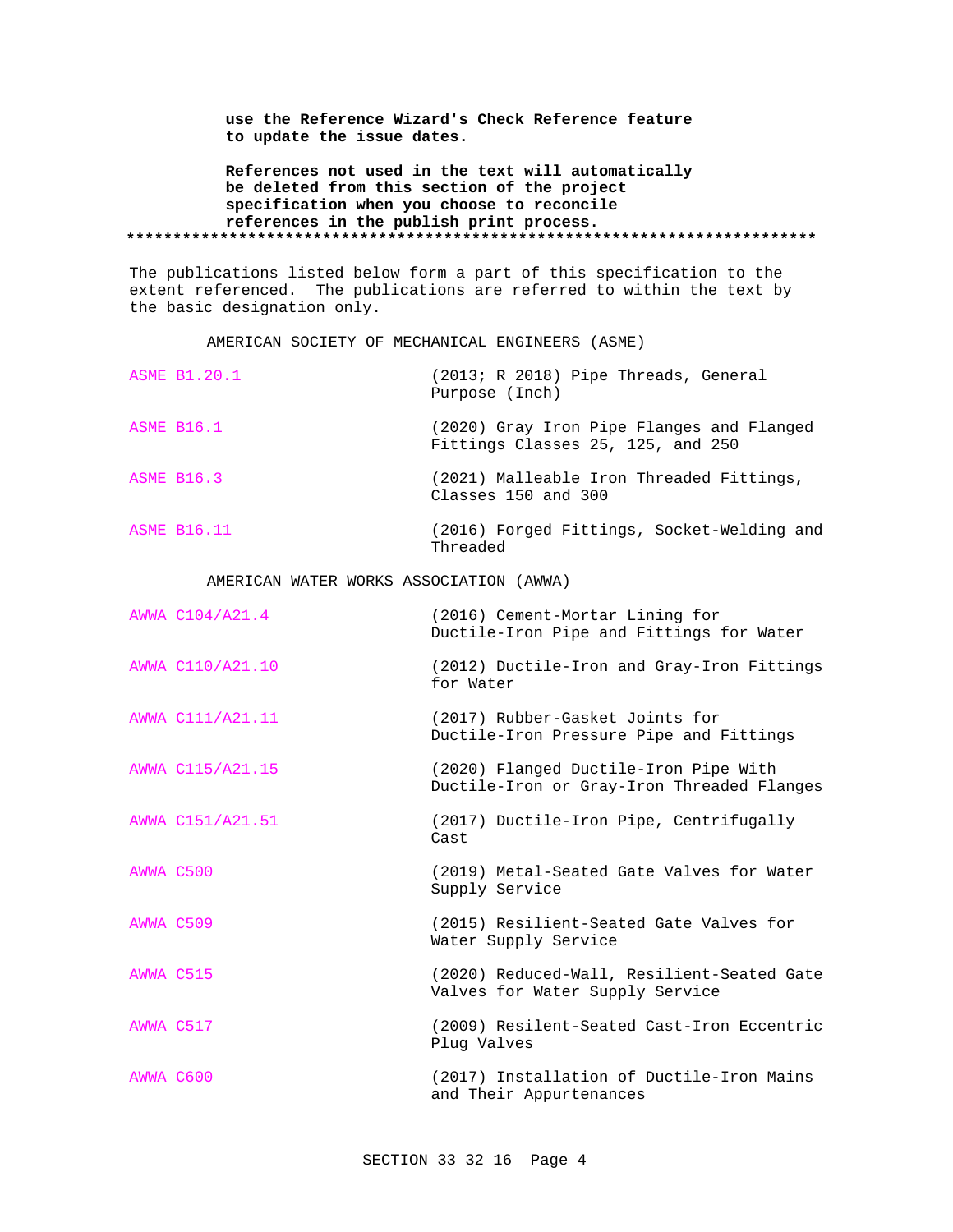**use the Reference Wizard's Check Reference feature to update the issue dates.**

**References not used in the text will automatically be deleted from this section of the project specification when you choose to reconcile references in the publish print process.**

**************************************************************************

The publications listed below form a part of this specification to the extent referenced. The publications are referred to within the text by the basic designation only.

AMERICAN SOCIETY OF MECHANICAL ENGINEERS (ASME)

| | |
|---|---|
| ASME B1.20.1 | (2013; R 2018) Pipe Threads, General Purpose (Inch) |
| ASME B16.1 | (2020) Gray Iron Pipe Flanges and Flanged Fittings Classes 25, 125, and 250 |
| ASME B16.3 | (2021) Malleable Iron Threaded Fittings, Classes 150 and 300 |
| ASME B16.11 | (2016) Forged Fittings, Socket-Welding and Threaded |

AMERICAN WATER WORKS ASSOCIATION (AWWA)

| | |
|---|---|
| AWWA C104/A21.4 | (2016) Cement-Mortar Lining for Ductile-Iron Pipe and Fittings for Water |
| AWWA C110/A21.10 | (2012) Ductile-Iron and Gray-Iron Fittings for Water |
| AWWA C111/A21.11 | (2017) Rubber-Gasket Joints for Ductile-Iron Pressure Pipe and Fittings |
| AWWA C115/A21.15 | (2020) Flanged Ductile-Iron Pipe With Ductile-Iron or Gray-Iron Threaded Flanges |
| AWWA C151/A21.51 | (2017) Ductile-Iron Pipe, Centrifugally Cast |
| AWWA C500 | (2019) Metal-Seated Gate Valves for Water Supply Service |
| AWWA C509 | (2015) Resilient-Seated Gate Valves for Water Supply Service |
| AWWA C515 | (2020) Reduced-Wall, Resilient-Seated Gate Valves for Water Supply Service |
| AWWA C517 | (2009) Resilent-Seated Cast-Iron Eccentric Plug Valves |
| AWWA C600 | (2017) Installation of Ductile-Iron Mains and Their Appurtenances |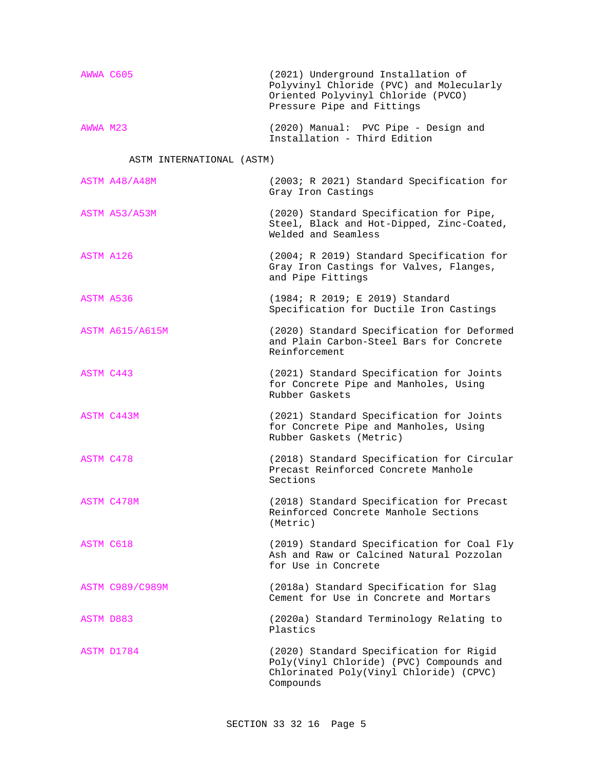| | |
|---|---|
| AWWA C605 | (2021) Underground Installation of Polyvinyl Chloride (PVC) and Molecularly Oriented Polyvinyl Chloride (PVCO) Pressure Pipe and Fittings |
| AWWA M23 | (2020) Manual: PVC Pipe - Design and Installation - Third Edition |

ASTM INTERNATIONAL (ASTM)

| | |
|---|---|
| ASTM A48/A48M | (2003; R 2021) Standard Specification for Gray Iron Castings |
| ASTM A53/A53M | (2020) Standard Specification for Pipe, Steel, Black and Hot-Dipped, Zinc-Coated, Welded and Seamless |
| ASTM A126 | (2004; R 2019) Standard Specification for Gray Iron Castings for Valves, Flanges, and Pipe Fittings |
| ASTM A536 | (1984; R 2019; E 2019) Standard Specification for Ductile Iron Castings |
| ASTM A615/A615M | (2020) Standard Specification for Deformed and Plain Carbon-Steel Bars for Concrete Reinforcement |
| ASTM C443 | (2021) Standard Specification for Joints for Concrete Pipe and Manholes, Using Rubber Gaskets |
| ASTM C443M | (2021) Standard Specification for Joints for Concrete Pipe and Manholes, Using Rubber Gaskets (Metric) |
| ASTM C478 | (2018) Standard Specification for Circular Precast Reinforced Concrete Manhole Sections |
| ASTM C478M | (2018) Standard Specification for Precast Reinforced Concrete Manhole Sections (Metric) |
| ASTM C618 | (2019) Standard Specification for Coal Fly Ash and Raw or Calcined Natural Pozzolan for Use in Concrete |
| ASTM C989/C989M | (2018a) Standard Specification for Slag Cement for Use in Concrete and Mortars |
| ASTM D883 | (2020a) Standard Terminology Relating to Plastics |
| ASTM D1784 | (2020) Standard Specification for Rigid Poly(Vinyl Chloride) (PVC) Compounds and Chlorinated Poly(Vinyl Chloride) (CPVC) Compounds |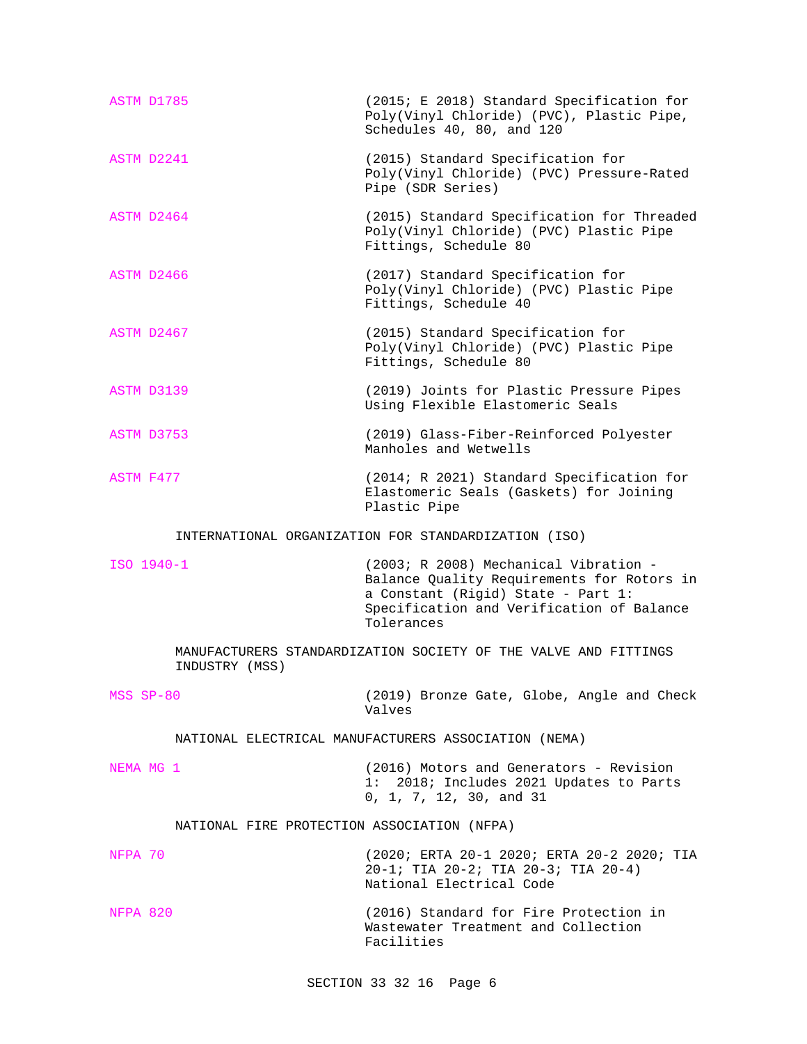ASTM D1785 (2015; E 2018) Standard Specification for Poly(Vinyl Chloride) (PVC), Plastic Pipe, Schedules 40, 80, and 120

ASTM D2241 (2015) Standard Specification for Poly(Vinyl Chloride) (PVC) Pressure-Rated Pipe (SDR Series)

ASTM D2464 (2015) Standard Specification for Threaded Poly(Vinyl Chloride) (PVC) Plastic Pipe Fittings, Schedule 80

ASTM D2466 (2017) Standard Specification for Poly(Vinyl Chloride) (PVC) Plastic Pipe Fittings, Schedule 40

ASTM D2467 (2015) Standard Specification for Poly(Vinyl Chloride) (PVC) Plastic Pipe Fittings, Schedule 80

ASTM D3139 (2019) Joints for Plastic Pressure Pipes Using Flexible Elastomeric Seals

ASTM D3753 (2019) Glass-Fiber-Reinforced Polyester Manholes and Wetwells

ASTM F477 (2014; R 2021) Standard Specification for Elastomeric Seals (Gaskets) for Joining Plastic Pipe

INTERNATIONAL ORGANIZATION FOR STANDARDIZATION (ISO)

ISO 1940-1 (2003; R 2008) Mechanical Vibration - Balance Quality Requirements for Rotors in a Constant (Rigid) State - Part 1: Specification and Verification of Balance Tolerances

MANUFACTURERS STANDARDIZATION SOCIETY OF THE VALVE AND FITTINGS INDUSTRY (MSS)

MSS SP-80 (2019) Bronze Gate, Globe, Angle and Check Valves

NATIONAL ELECTRICAL MANUFACTURERS ASSOCIATION (NEMA)

NEMA MG 1 (2016) Motors and Generators - Revision 1: 2018; Includes 2021 Updates to Parts 0, 1, 7, 12, 30, and 31

NATIONAL FIRE PROTECTION ASSOCIATION (NFPA)

NFPA 70 (2020; ERTA 20-1 2020; ERTA 20-2 2020; TIA 20-1; TIA 20-2; TIA 20-3; TIA 20-4) National Electrical Code

NFPA 820 (2016) Standard for Fire Protection in Wastewater Treatment and Collection Facilities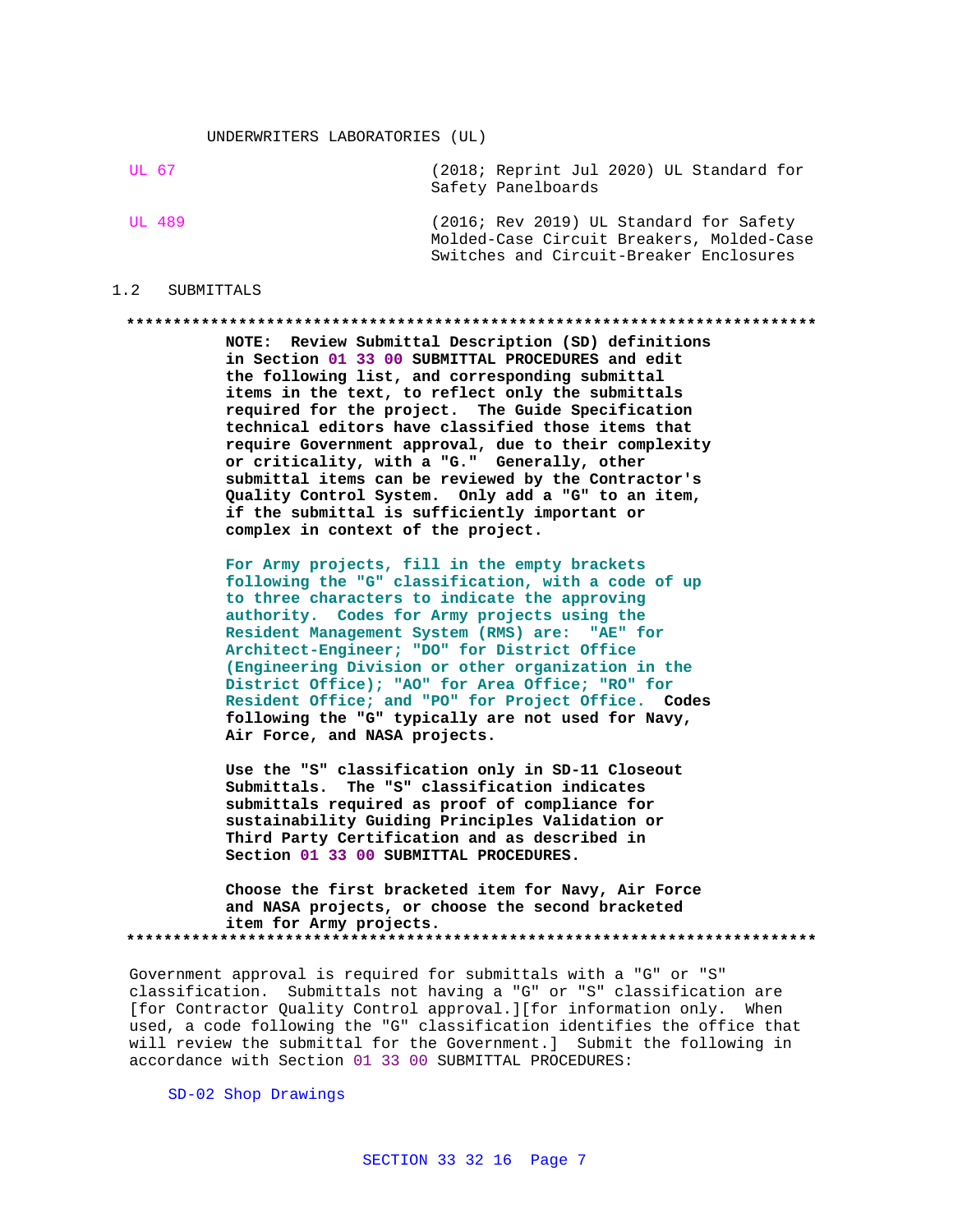UNDERWRITERS LABORATORIES (UL)

| | |
|---|---|
| UL 67 | (2018; Reprint Jul 2020) UL Standard for Safety Panelboards |
| UL 489 | (2016; Rev 2019) UL Standard for Safety Molded-Case Circuit Breakers, Molded-Case Switches and Circuit-Breaker Enclosures |

## 1.2 SUBMITTALS

**************************************************************************

**NOTE: Review Submittal Description (SD) definitions in Section 01 33 00 SUBMITTAL PROCEDURES and edit the following list, and corresponding submittal items in the text, to reflect only the submittals required for the project. The Guide Specification technical editors have classified those items that require Government approval, due to their complexity or criticality, with a "G." Generally, other submittal items can be reviewed by the Contractor's Quality Control System. Only add a "G" to an item, if the submittal is sufficiently important or complex in context of the project.**

**For Army projects, fill in the empty brackets following the "G" classification, with a code of up to three characters to indicate the approving authority. Codes for Army projects using the Resident Management System (RMS) are: "AE" for Architect-Engineer; "DO" for District Office (Engineering Division or other organization in the District Office); "AO" for Area Office; "RO" for Resident Office; and "PO" for Project Office. Codes following the "G" typically are not used for Navy, Air Force, and NASA projects.**

**Use the "S" classification only in SD-11 Closeout Submittals. The "S" classification indicates submittals required as proof of compliance for sustainability Guiding Principles Validation or Third Party Certification and as described in Section 01 33 00 SUBMITTAL PROCEDURES.**

**Choose the first bracketed item for Navy, Air Force and NASA projects, or choose the second bracketed item for Army projects.**

**************************************************************************

Government approval is required for submittals with a "G" or "S" classification. Submittals not having a "G" or "S" classification are [for Contractor Quality Control approval.][for information only. When used, a code following the "G" classification identifies the office that will review the submittal for the Government.] Submit the following in accordance with Section 01 33 00 SUBMITTAL PROCEDURES:

SD-02 Shop Drawings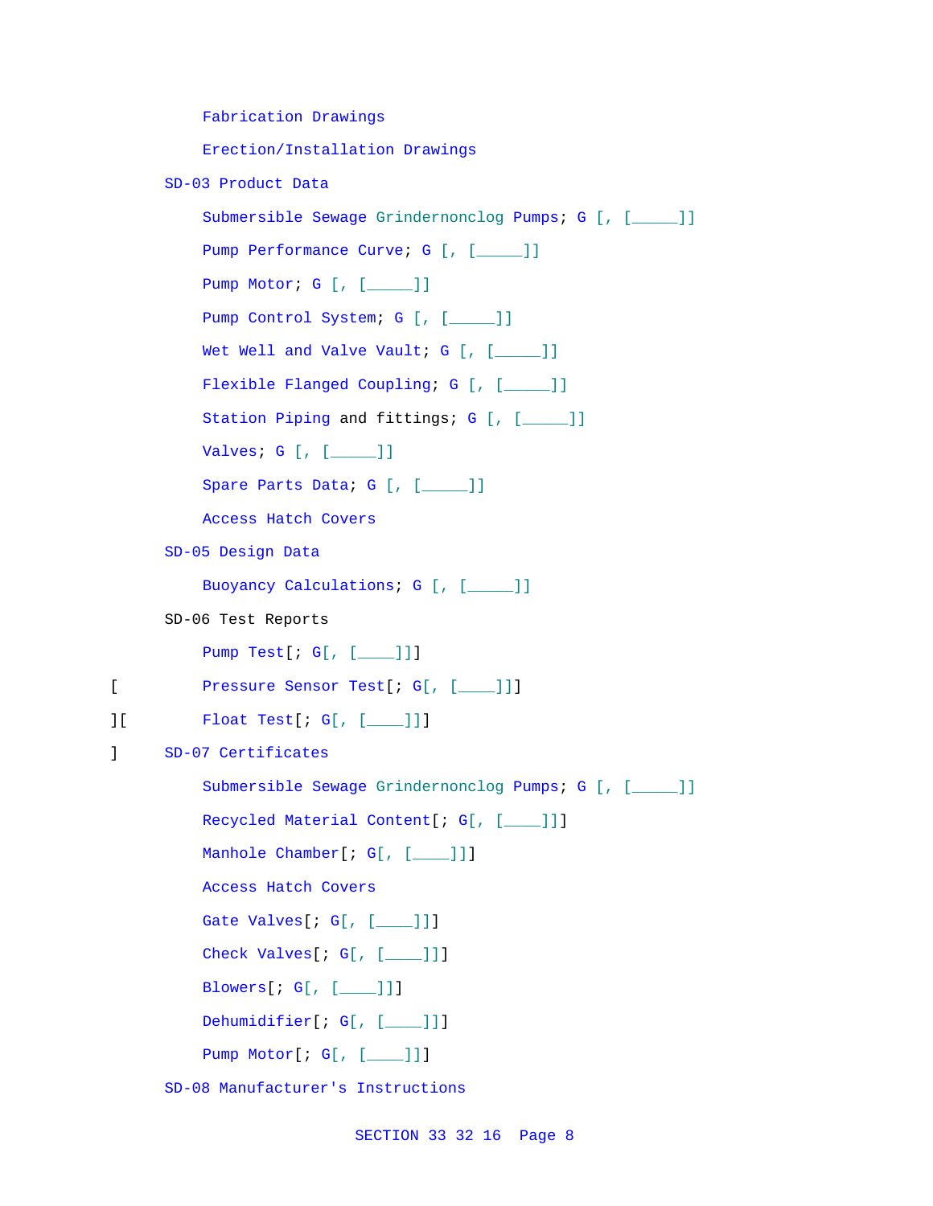Fabrication Drawings

Erection/Installation Drawings

SD-03 Product Data

Submersible Sewage Grindernonclog Pumps; G [, [_____]]

Pump Performance Curve; G [, [_____]]

Pump Motor; G [, [_____]]

Pump Control System; G [, [_____]]

Wet Well and Valve Vault; G [, [_____]]

Flexible Flanged Coupling; G [, [_____]]

Station Piping and fittings; G [, [_____]]

Valves; G [, [_____]]

Spare Parts Data; G [, [_____]]

Access Hatch Covers

SD-05 Design Data

Buoyancy Calculations; G [, [_____]]

SD-06 Test Reports

Pump Test[; G[, [____]]]

[ Pressure Sensor Test[; G[, [____]]]

][ Float Test[; G[, [____]]]

] SD-07 Certificates

Submersible Sewage Grindernonclog Pumps; G [, [_____]]

Recycled Material Content[; G[, [____]]]

Manhole Chamber[; G[, [____]]]

Access Hatch Covers

Gate Valves[; G[, [____]]]

Check Valves[; G[, [____]]]

Blowers[; G[, [____]]]

Dehumidifier[; G[, [____]]]

Pump Motor[; G[, [____]]]

SD-08 Manufacturer's Instructions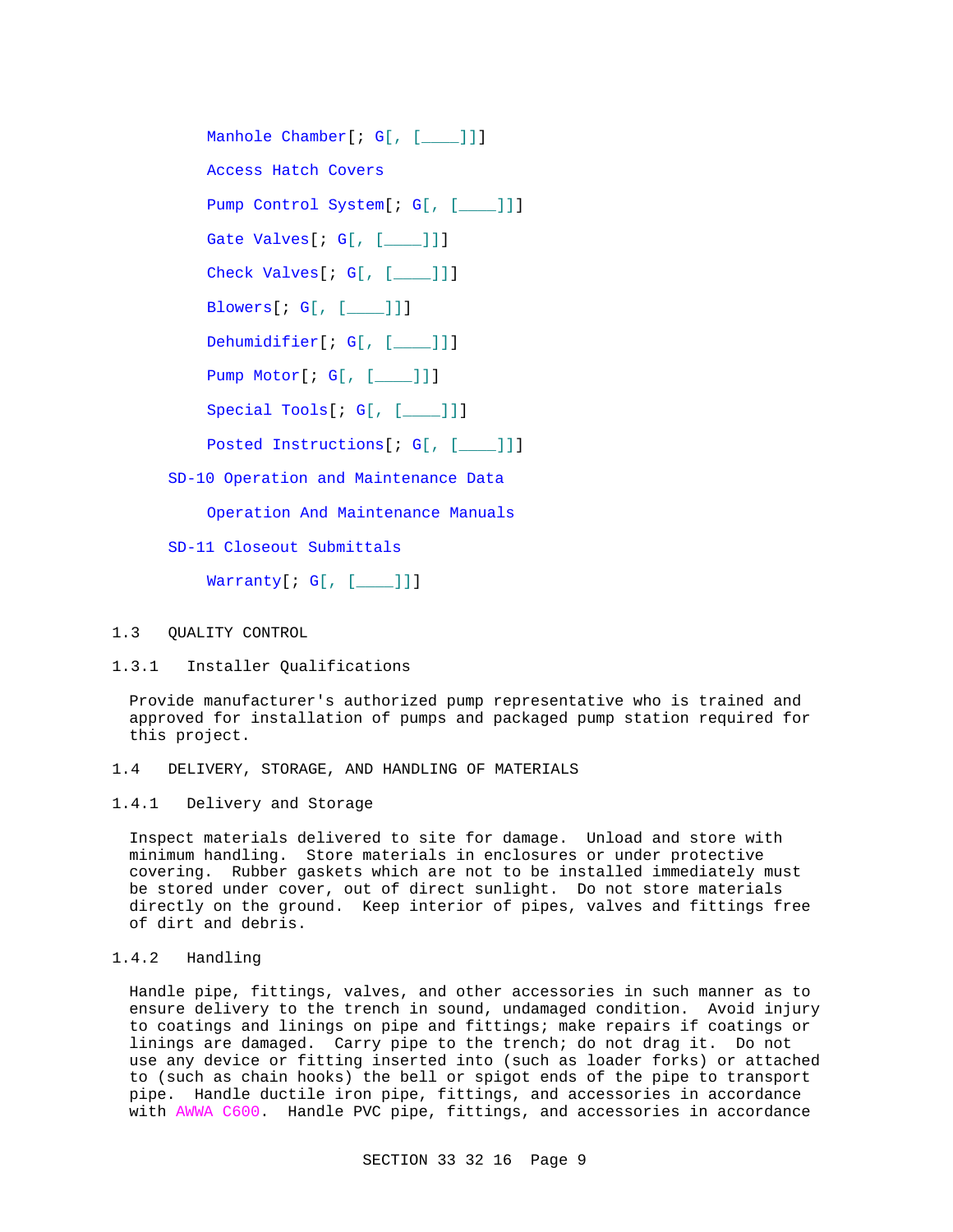Manhole Chamber[; G[, [____]]]

Access Hatch Covers

Pump Control System[; G[, [____]]]

Gate Valves[; G[, [____]]]

Check Valves[; G[, [____]]]

Blowers[; G[, [____]]]

Dehumidifier[; G[, [____]]]

Pump Motor[; G[, [____]]]

Special Tools[; G[, [____]]]

Posted Instructions[; G[, [____]]]

SD-10 Operation and Maintenance Data

Operation And Maintenance Manuals

SD-11 Closeout Submittals

Warranty[; G[, [____]]]

## 1.3 QUALITY CONTROL

### 1.3.1 Installer Qualifications

Provide manufacturer's authorized pump representative who is trained and approved for installation of pumps and packaged pump station required for this project.

## 1.4 DELIVERY, STORAGE, AND HANDLING OF MATERIALS

### 1.4.1 Delivery and Storage

Inspect materials delivered to site for damage. Unload and store with minimum handling. Store materials in enclosures or under protective covering. Rubber gaskets which are not to be installed immediately must be stored under cover, out of direct sunlight. Do not store materials directly on the ground. Keep interior of pipes, valves and fittings free of dirt and debris.

### 1.4.2 Handling

Handle pipe, fittings, valves, and other accessories in such manner as to ensure delivery to the trench in sound, undamaged condition. Avoid injury to coatings and linings on pipe and fittings; make repairs if coatings or linings are damaged. Carry pipe to the trench; do not drag it. Do not use any device or fitting inserted into (such as loader forks) or attached to (such as chain hooks) the bell or spigot ends of the pipe to transport pipe. Handle ductile iron pipe, fittings, and accessories in accordance with AWWA C600. Handle PVC pipe, fittings, and accessories in accordance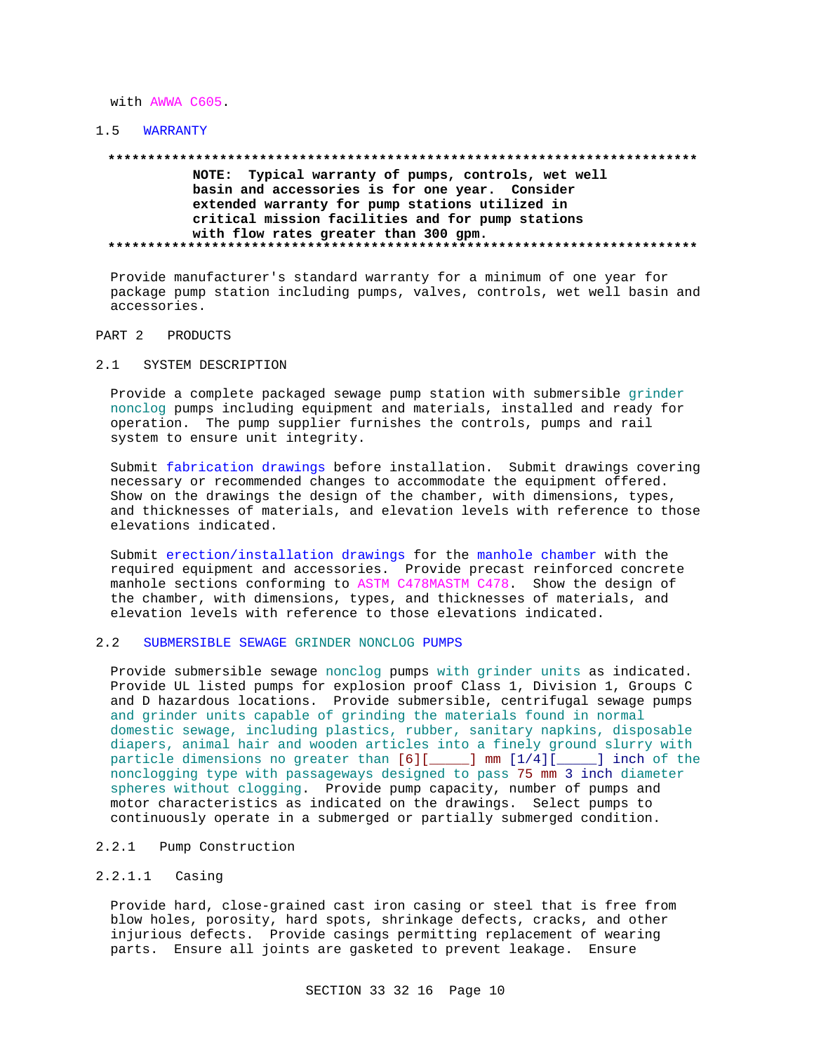with AWWA C605.

## 1.5 WARRANTY

**************************************************************************

**NOTE: Typical warranty of pumps, controls, wet well basin and accessories is for one year. Consider extended warranty for pump stations utilized in critical mission facilities and for pump stations with flow rates greater than 300 gpm.**

**************************************************************************

Provide manufacturer's standard warranty for a minimum of one year for package pump station including pumps, valves, controls, wet well basin and accessories.

# PART 2 PRODUCTS

## 2.1 SYSTEM DESCRIPTION

Provide a complete packaged sewage pump station with submersible grinder nonclog pumps including equipment and materials, installed and ready for operation. The pump supplier furnishes the controls, pumps and rail system to ensure unit integrity.

Submit fabrication drawings before installation. Submit drawings covering necessary or recommended changes to accommodate the equipment offered. Show on the drawings the design of the chamber, with dimensions, types, and thicknesses of materials, and elevation levels with reference to those elevations indicated.

Submit erection/installation drawings for the manhole chamber with the required equipment and accessories. Provide precast reinforced concrete manhole sections conforming to ASTM C478MASTM C478. Show the design of the chamber, with dimensions, types, and thicknesses of materials, and elevation levels with reference to those elevations indicated.

## 2.2 SUBMERSIBLE SEWAGE GRINDER NONCLOG PUMPS

Provide submersible sewage nonclog pumps with grinder units as indicated. Provide UL listed pumps for explosion proof Class 1, Division 1, Groups C and D hazardous locations. Provide submersible, centrifugal sewage pumps and grinder units capable of grinding the materials found in normal domestic sewage, including plastics, rubber, sanitary napkins, disposable diapers, animal hair and wooden articles into a finely ground slurry with particle dimensions no greater than [6][_____] mm [1/4][_____] inch of the nonclogging type with passageways designed to pass 75 mm 3 inch diameter spheres without clogging. Provide pump capacity, number of pumps and motor characteristics as indicated on the drawings. Select pumps to continuously operate in a submerged or partially submerged condition.

### 2.2.1 Pump Construction

#### 2.2.1.1 Casing

Provide hard, close-grained cast iron casing or steel that is free from blow holes, porosity, hard spots, shrinkage defects, cracks, and other injurious defects. Provide casings permitting replacement of wearing parts. Ensure all joints are gasketed to prevent leakage. Ensure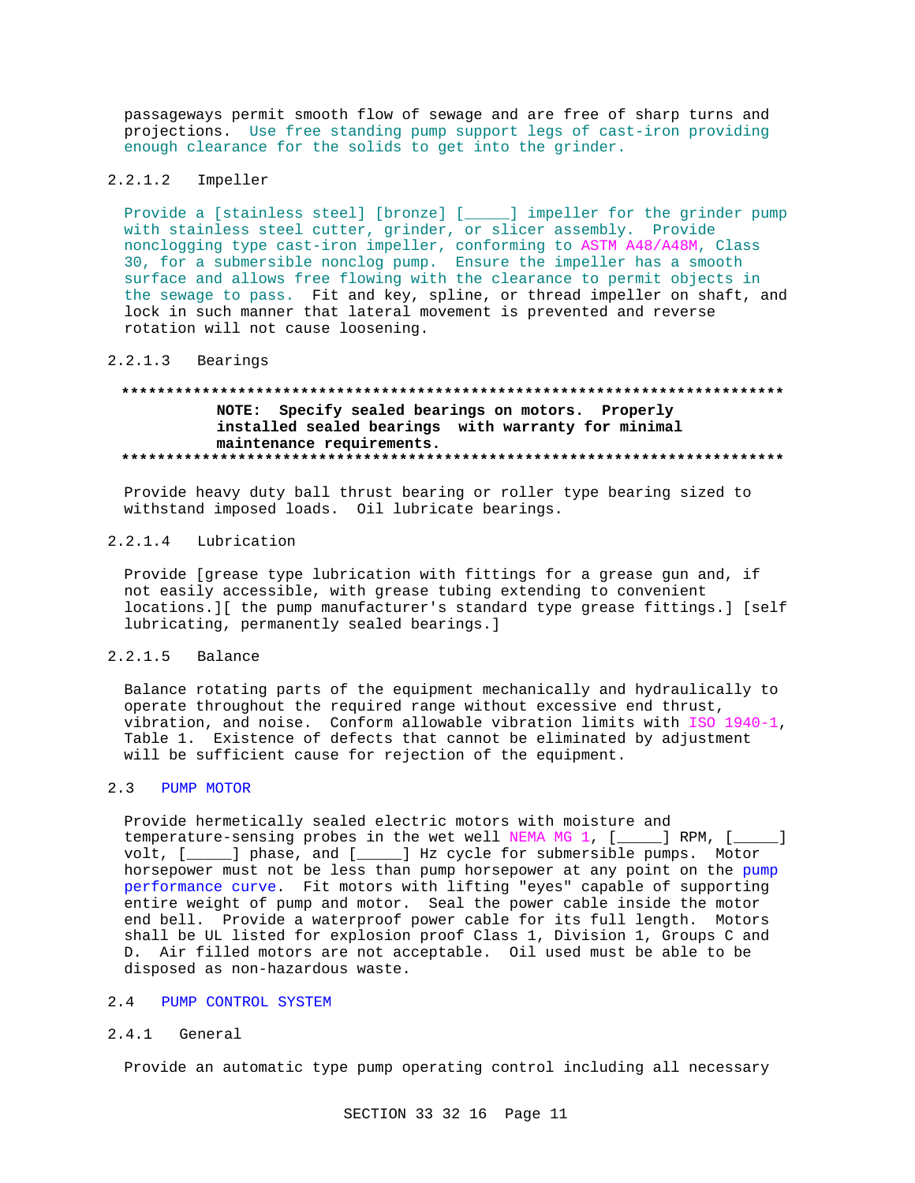passageways permit smooth flow of sewage and are free of sharp turns and projections. Use free standing pump support legs of cast-iron providing enough clearance for the solids to get into the grinder.

#### 2.2.1.2 Impeller

Provide a [stainless steel] [bronze] [_____] impeller for the grinder pump with stainless steel cutter, grinder, or slicer assembly. Provide nonclogging type cast-iron impeller, conforming to ASTM A48/A48M, Class 30, for a submersible nonclog pump. Ensure the impeller has a smooth surface and allows free flowing with the clearance to permit objects in the sewage to pass. Fit and key, spline, or thread impeller on shaft, and lock in such manner that lateral movement is prevented and reverse rotation will not cause loosening.

#### 2.2.1.3 Bearings

**************************************************************************

**NOTE: Specify sealed bearings on motors. Properly installed sealed bearings with warranty for minimal maintenance requirements.**

**************************************************************************

Provide heavy duty ball thrust bearing or roller type bearing sized to withstand imposed loads. Oil lubricate bearings.

#### 2.2.1.4 Lubrication

Provide [grease type lubrication with fittings for a grease gun and, if not easily accessible, with grease tubing extending to convenient locations.][ the pump manufacturer's standard type grease fittings.] [self lubricating, permanently sealed bearings.]

#### 2.2.1.5 Balance

Balance rotating parts of the equipment mechanically and hydraulically to operate throughout the required range without excessive end thrust, vibration, and noise. Conform allowable vibration limits with ISO 1940-1, Table 1. Existence of defects that cannot be eliminated by adjustment will be sufficient cause for rejection of the equipment.

## 2.3 PUMP MOTOR

Provide hermetically sealed electric motors with moisture and temperature-sensing probes in the wet well NEMA MG 1, [_____] RPM, [_____] volt, [_____] phase, and [_____] Hz cycle for submersible pumps. Motor horsepower must not be less than pump horsepower at any point on the pump performance curve. Fit motors with lifting "eyes" capable of supporting entire weight of pump and motor. Seal the power cable inside the motor end bell. Provide a waterproof power cable for its full length. Motors shall be UL listed for explosion proof Class 1, Division 1, Groups C and D. Air filled motors are not acceptable. Oil used must be able to be disposed as non-hazardous waste.

## 2.4 PUMP CONTROL SYSTEM

### 2.4.1 General

Provide an automatic type pump operating control including all necessary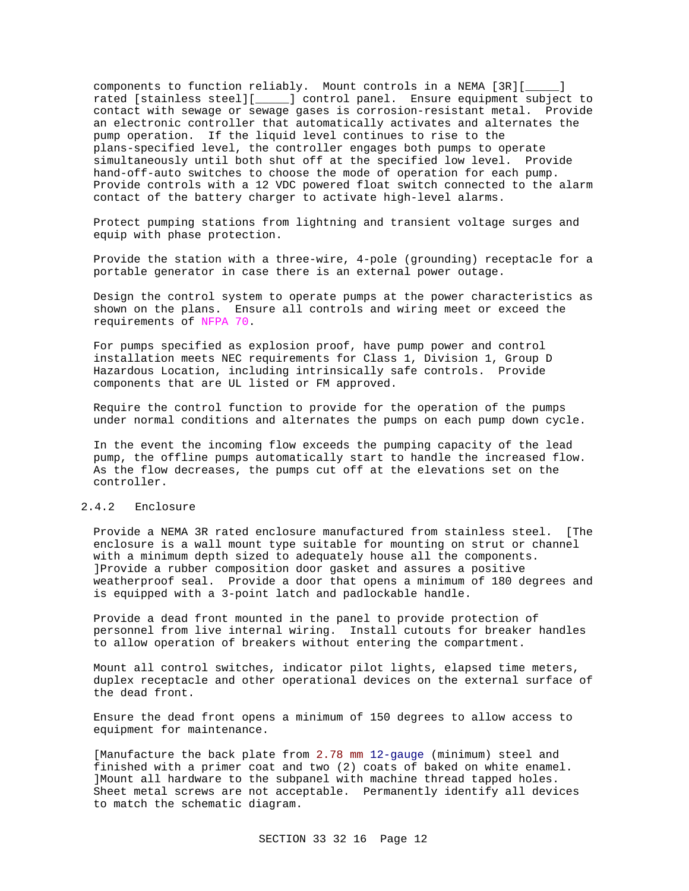components to function reliably. Mount controls in a NEMA [3R][_____] rated [stainless steel][_____] control panel. Ensure equipment subject to contact with sewage or sewage gases is corrosion-resistant metal. Provide an electronic controller that automatically activates and alternates the pump operation. If the liquid level continues to rise to the plans-specified level, the controller engages both pumps to operate simultaneously until both shut off at the specified low level. Provide hand-off-auto switches to choose the mode of operation for each pump. Provide controls with a 12 VDC powered float switch connected to the alarm contact of the battery charger to activate high-level alarms.

Protect pumping stations from lightning and transient voltage surges and equip with phase protection.

Provide the station with a three-wire, 4-pole (grounding) receptacle for a portable generator in case there is an external power outage.

Design the control system to operate pumps at the power characteristics as shown on the plans. Ensure all controls and wiring meet or exceed the requirements of NFPA 70.

For pumps specified as explosion proof, have pump power and control installation meets NEC requirements for Class 1, Division 1, Group D Hazardous Location, including intrinsically safe controls. Provide components that are UL listed or FM approved.

Require the control function to provide for the operation of the pumps under normal conditions and alternates the pumps on each pump down cycle.

In the event the incoming flow exceeds the pumping capacity of the lead pump, the offline pumps automatically start to handle the increased flow. As the flow decreases, the pumps cut off at the elevations set on the controller.

### 2.4.2 Enclosure

Provide a NEMA 3R rated enclosure manufactured from stainless steel. [The enclosure is a wall mount type suitable for mounting on strut or channel with a minimum depth sized to adequately house all the components. ]Provide a rubber composition door gasket and assures a positive weatherproof seal. Provide a door that opens a minimum of 180 degrees and is equipped with a 3-point latch and padlockable handle.

Provide a dead front mounted in the panel to provide protection of personnel from live internal wiring. Install cutouts for breaker handles to allow operation of breakers without entering the compartment.

Mount all control switches, indicator pilot lights, elapsed time meters, duplex receptacle and other operational devices on the external surface of the dead front.

Ensure the dead front opens a minimum of 150 degrees to allow access to equipment for maintenance.

[Manufacture the back plate from 2.78 mm 12-gauge (minimum) steel and finished with a primer coat and two (2) coats of baked on white enamel. ]Mount all hardware to the subpanel with machine thread tapped holes. Sheet metal screws are not acceptable. Permanently identify all devices to match the schematic diagram.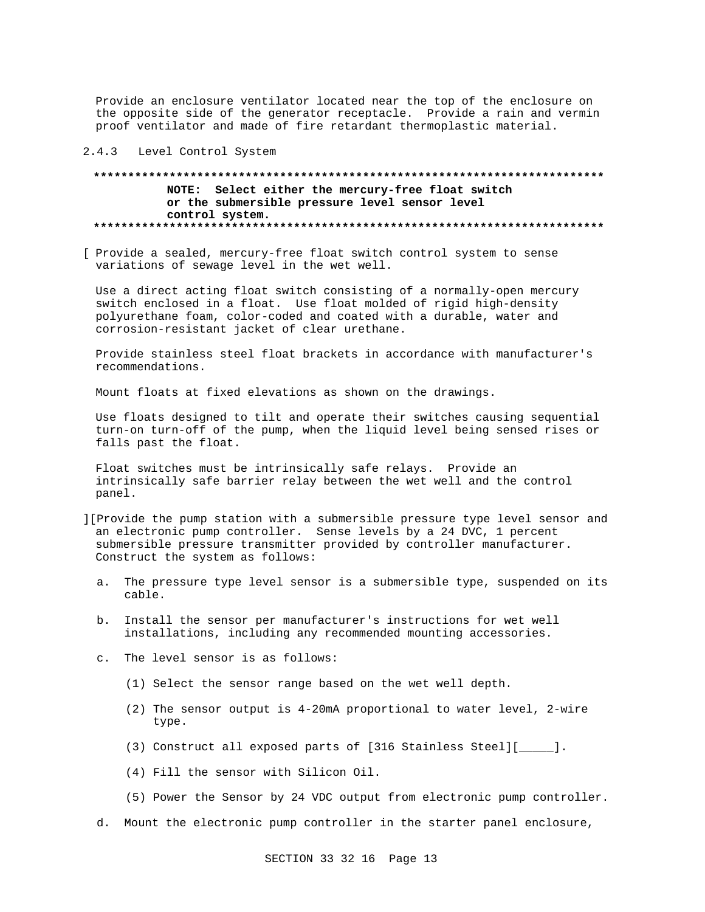Provide an enclosure ventilator located near the top of the enclosure on the opposite side of the generator receptacle. Provide a rain and vermin proof ventilator and made of fire retardant thermoplastic material.

### 2.4.3 Level Control System

**************************************************************************

**NOTE: Select either the mercury-free float switch or the submersible pressure level sensor level control system.**

**************************************************************************

[ Provide a sealed, mercury-free float switch control system to sense variations of sewage level in the wet well.

Use a direct acting float switch consisting of a normally-open mercury switch enclosed in a float. Use float molded of rigid high-density polyurethane foam, color-coded and coated with a durable, water and corrosion-resistant jacket of clear urethane.

Provide stainless steel float brackets in accordance with manufacturer's recommendations.

Mount floats at fixed elevations as shown on the drawings.

Use floats designed to tilt and operate their switches causing sequential turn-on turn-off of the pump, when the liquid level being sensed rises or falls past the float.

Float switches must be intrinsically safe relays. Provide an intrinsically safe barrier relay between the wet well and the control panel.

][Provide the pump station with a submersible pressure type level sensor and an electronic pump controller. Sense levels by a 24 DVC, 1 percent submersible pressure transmitter provided by controller manufacturer. Construct the system as follows:

a. The pressure type level sensor is a submersible type, suspended on its cable.

b. Install the sensor per manufacturer's instructions for wet well installations, including any recommended mounting accessories.

c. The level sensor is as follows:

   (1) Select the sensor range based on the wet well depth.

   (2) The sensor output is 4-20mA proportional to water level, 2-wire type.

   (3) Construct all exposed parts of [316 Stainless Steel][_____].

   (4) Fill the sensor with Silicon Oil.

   (5) Power the Sensor by 24 VDC output from electronic pump controller.

d. Mount the electronic pump controller in the starter panel enclosure,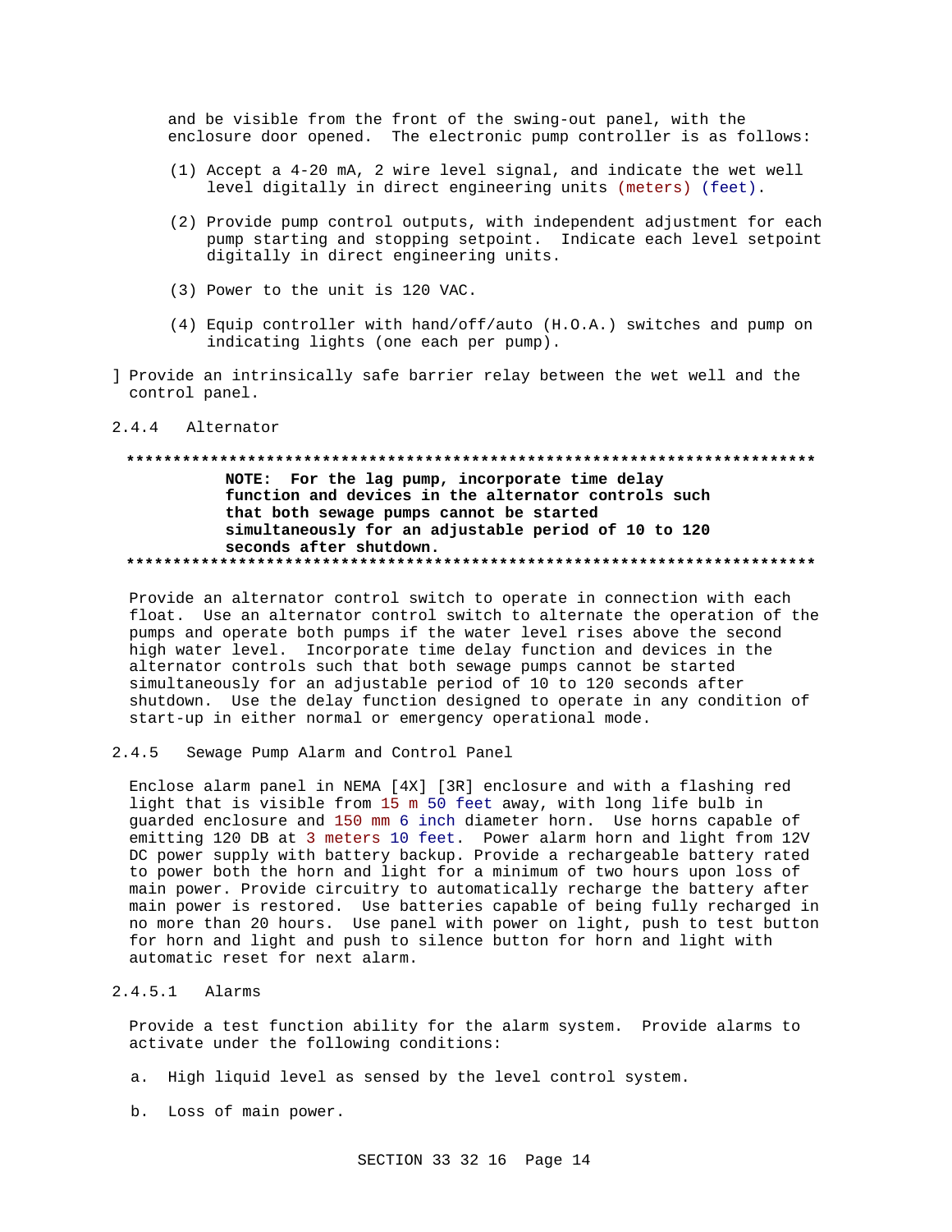and be visible from the front of the swing-out panel, with the enclosure door opened. The electronic pump controller is as follows:

(1) Accept a 4-20 mA, 2 wire level signal, and indicate the wet well level digitally in direct engineering units (meters) (feet).

(2) Provide pump control outputs, with independent adjustment for each pump starting and stopping setpoint. Indicate each level setpoint digitally in direct engineering units.

(3) Power to the unit is 120 VAC.

(4) Equip controller with hand/off/auto (H.O.A.) switches and pump on indicating lights (one each per pump).

] Provide an intrinsically safe barrier relay between the wet well and the control panel.

### 2.4.4 Alternator

**************************************************************************

**NOTE: For the lag pump, incorporate time delay function and devices in the alternator controls such that both sewage pumps cannot be started simultaneously for an adjustable period of 10 to 120 seconds after shutdown.**

**************************************************************************

Provide an alternator control switch to operate in connection with each float. Use an alternator control switch to alternate the operation of the pumps and operate both pumps if the water level rises above the second high water level. Incorporate time delay function and devices in the alternator controls such that both sewage pumps cannot be started simultaneously for an adjustable period of 10 to 120 seconds after shutdown. Use the delay function designed to operate in any condition of start-up in either normal or emergency operational mode.

### 2.4.5 Sewage Pump Alarm and Control Panel

Enclose alarm panel in NEMA [4X] [3R] enclosure and with a flashing red light that is visible from 15 m 50 feet away, with long life bulb in guarded enclosure and 150 mm 6 inch diameter horn. Use horns capable of emitting 120 DB at 3 meters 10 feet. Power alarm horn and light from 12V DC power supply with battery backup. Provide a rechargeable battery rated to power both the horn and light for a minimum of two hours upon loss of main power. Provide circuitry to automatically recharge the battery after main power is restored. Use batteries capable of being fully recharged in no more than 20 hours. Use panel with power on light, push to test button for horn and light and push to silence button for horn and light with automatic reset for next alarm.

#### 2.4.5.1 Alarms

Provide a test function ability for the alarm system. Provide alarms to activate under the following conditions:

a. High liquid level as sensed by the level control system.

b. Loss of main power.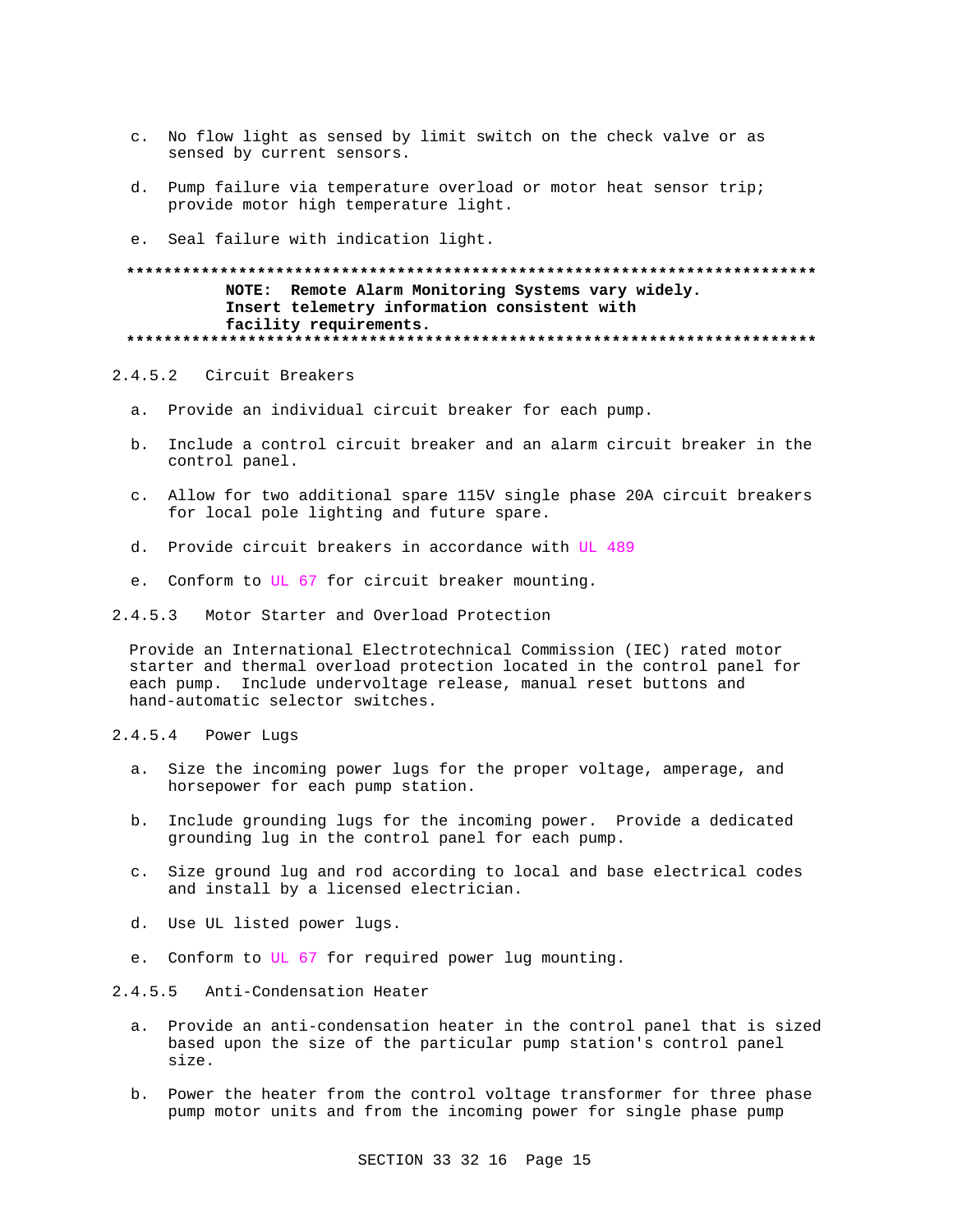c. No flow light as sensed by limit switch on the check valve or as sensed by current sensors.

d. Pump failure via temperature overload or motor heat sensor trip; provide motor high temperature light.

e. Seal failure with indication light.

**************************************************************************

**NOTE: Remote Alarm Monitoring Systems vary widely. Insert telemetry information consistent with facility requirements.**

**************************************************************************

#### 2.4.5.2 Circuit Breakers

a. Provide an individual circuit breaker for each pump.

b. Include a control circuit breaker and an alarm circuit breaker in the control panel.

c. Allow for two additional spare 115V single phase 20A circuit breakers for local pole lighting and future spare.

d. Provide circuit breakers in accordance with UL 489

e. Conform to UL 67 for circuit breaker mounting.

#### 2.4.5.3 Motor Starter and Overload Protection

Provide an International Electrotechnical Commission (IEC) rated motor starter and thermal overload protection located in the control panel for each pump. Include undervoltage release, manual reset buttons and hand-automatic selector switches.

#### 2.4.5.4 Power Lugs

a. Size the incoming power lugs for the proper voltage, amperage, and horsepower for each pump station.

b. Include grounding lugs for the incoming power. Provide a dedicated grounding lug in the control panel for each pump.

c. Size ground lug and rod according to local and base electrical codes and install by a licensed electrician.

d. Use UL listed power lugs.

e. Conform to UL 67 for required power lug mounting.

#### 2.4.5.5 Anti-Condensation Heater

a. Provide an anti-condensation heater in the control panel that is sized based upon the size of the particular pump station's control panel size.

b. Power the heater from the control voltage transformer for three phase pump motor units and from the incoming power for single phase pump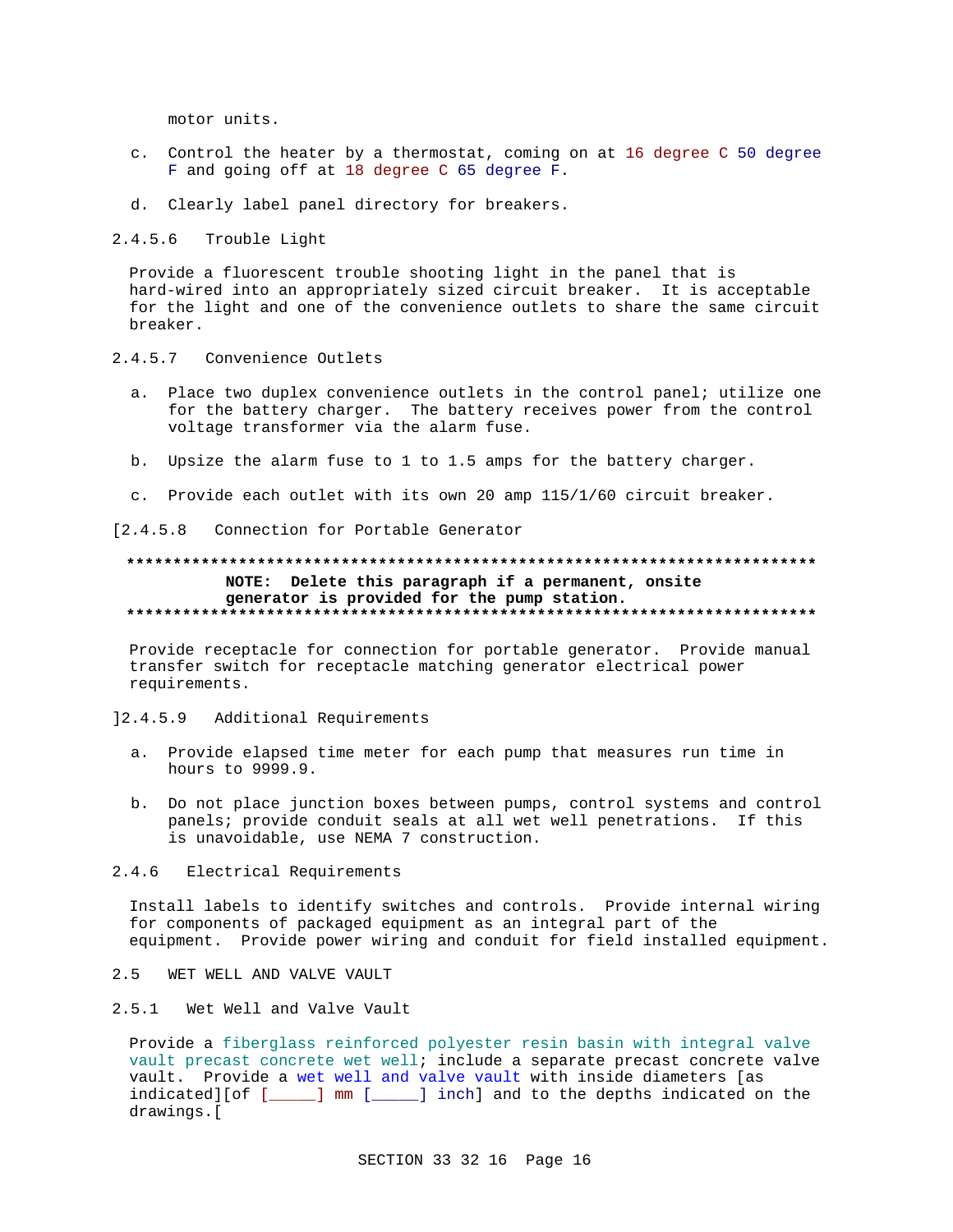motor units.

c. Control the heater by a thermostat, coming on at 16 degree C 50 degree F and going off at 18 degree C 65 degree F.

d. Clearly label panel directory for breakers.

#### 2.4.5.6 Trouble Light

Provide a fluorescent trouble shooting light in the panel that is hard-wired into an appropriately sized circuit breaker. It is acceptable for the light and one of the convenience outlets to share the same circuit breaker.

#### 2.4.5.7 Convenience Outlets

a. Place two duplex convenience outlets in the control panel; utilize one for the battery charger. The battery receives power from the control voltage transformer via the alarm fuse.

b. Upsize the alarm fuse to 1 to 1.5 amps for the battery charger.

c. Provide each outlet with its own 20 amp 115/1/60 circuit breaker.

#### [2.4.5.8 Connection for Portable Generator

**************************************************************************

**NOTE: Delete this paragraph if a permanent, onsite generator is provided for the pump station.**

**************************************************************************

Provide receptacle for connection for portable generator. Provide manual transfer switch for receptacle matching generator electrical power requirements.

#### ]2.4.5.9 Additional Requirements

a. Provide elapsed time meter for each pump that measures run time in hours to 9999.9.

b. Do not place junction boxes between pumps, control systems and control panels; provide conduit seals at all wet well penetrations. If this is unavoidable, use NEMA 7 construction.

### 2.4.6 Electrical Requirements

Install labels to identify switches and controls. Provide internal wiring for components of packaged equipment as an integral part of the equipment. Provide power wiring and conduit for field installed equipment.

## 2.5 WET WELL AND VALVE VAULT

### 2.5.1 Wet Well and Valve Vault

Provide a fiberglass reinforced polyester resin basin with integral valve vault precast concrete wet well; include a separate precast concrete valve vault. Provide a wet well and valve vault with inside diameters [as indicated][of [_____] mm [_____] inch] and to the depths indicated on the drawings.[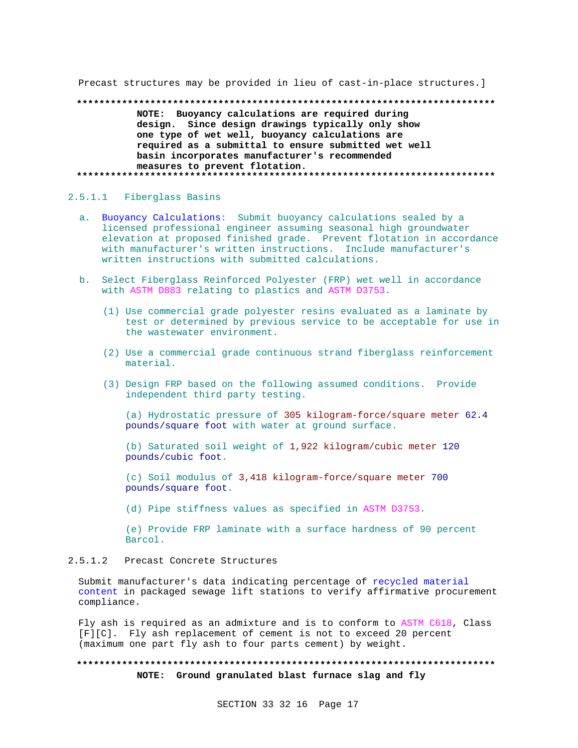Precast structures may be provided in lieu of cast-in-place structures.]

**************************************************************************

**NOTE: Buoyancy calculations are required during design. Since design drawings typically only show one type of wet well, buoyancy calculations are required as a submittal to ensure submitted wet well basin incorporates manufacturer's recommended measures to prevent flotation.**

**************************************************************************

#### 2.5.1.1 Fiberglass Basins

a. Buoyancy Calculations: Submit buoyancy calculations sealed by a licensed professional engineer assuming seasonal high groundwater elevation at proposed finished grade. Prevent flotation in accordance with manufacturer's written instructions. Include manufacturer's written instructions with submitted calculations.

b. Select Fiberglass Reinforced Polyester (FRP) wet well in accordance with ASTM D883 relating to plastics and ASTM D3753.

   (1) Use commercial grade polyester resins evaluated as a laminate by test or determined by previous service to be acceptable for use in the wastewater environment.

   (2) Use a commercial grade continuous strand fiberglass reinforcement material.

   (3) Design FRP based on the following assumed conditions. Provide independent third party testing.

      (a) Hydrostatic pressure of 305 kilogram-force/square meter 62.4 pounds/square foot with water at ground surface.

      (b) Saturated soil weight of 1,922 kilogram/cubic meter 120 pounds/cubic foot.

      (c) Soil modulus of 3,418 kilogram-force/square meter 700 pounds/square foot.

      (d) Pipe stiffness values as specified in ASTM D3753.

      (e) Provide FRP laminate with a surface hardness of 90 percent Barcol.

#### 2.5.1.2 Precast Concrete Structures

Submit manufacturer's data indicating percentage of recycled material content in packaged sewage lift stations to verify affirmative procurement compliance.

Fly ash is required as an admixture and is to conform to ASTM C618, Class [F][C]. Fly ash replacement of cement is not to exceed 20 percent (maximum one part fly ash to four parts cement) by weight.

**************************************************************************

**NOTE: Ground granulated blast furnace slag and fly**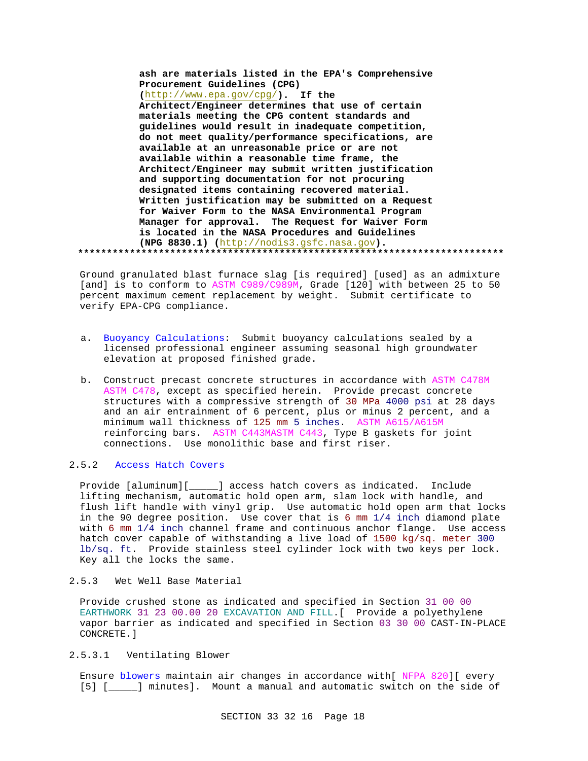**ash are materials listed in the EPA's Comprehensive Procurement Guidelines (CPG) (http://www.epa.gov/cpg/). If the Architect/Engineer determines that use of certain materials meeting the CPG content standards and guidelines would result in inadequate competition, do not meet quality/performance specifications, are available at an unreasonable price or are not available within a reasonable time frame, the Architect/Engineer may submit written justification and supporting documentation for not procuring designated items containing recovered material. Written justification may be submitted on a Request for Waiver Form to the NASA Environmental Program Manager for approval. The Request for Waiver Form is located in the NASA Procedures and Guidelines (NPG 8830.1) (http://nodis3.gsfc.nasa.gov).**

**************************************************************************

Ground granulated blast furnace slag [is required] [used] as an admixture [and] is to conform to ASTM C989/C989M, Grade [120] with between 25 to 50 percent maximum cement replacement by weight. Submit certificate to verify EPA-CPG compliance.

a. Buoyancy Calculations: Submit buoyancy calculations sealed by a licensed professional engineer assuming seasonal high groundwater elevation at proposed finished grade.

b. Construct precast concrete structures in accordance with ASTM C478M ASTM C478, except as specified herein. Provide precast concrete structures with a compressive strength of 30 MPa 4000 psi at 28 days and an air entrainment of 6 percent, plus or minus 2 percent, and a minimum wall thickness of 125 mm 5 inches. ASTM A615/A615M reinforcing bars. ASTM C443MASTM C443, Type B gaskets for joint connections. Use monolithic base and first riser.

### 2.5.2 Access Hatch Covers

Provide [aluminum][_____] access hatch covers as indicated. Include lifting mechanism, automatic hold open arm, slam lock with handle, and flush lift handle with vinyl grip. Use automatic hold open arm that locks in the 90 degree position. Use cover that is 6 mm 1/4 inch diamond plate with 6 mm 1/4 inch channel frame and continuous anchor flange. Use access hatch cover capable of withstanding a live load of 1500 kg/sq. meter 300 lb/sq. ft. Provide stainless steel cylinder lock with two keys per lock. Key all the locks the same.

### 2.5.3 Wet Well Base Material

Provide crushed stone as indicated and specified in Section 31 00 00 EARTHWORK 31 23 00.00 20 EXCAVATION AND FILL.[ Provide a polyethylene vapor barrier as indicated and specified in Section 03 30 00 CAST-IN-PLACE CONCRETE.]

#### 2.5.3.1 Ventilating Blower

Ensure blowers maintain air changes in accordance with[ NFPA 820][ every [5] [_____] minutes]. Mount a manual and automatic switch on the side of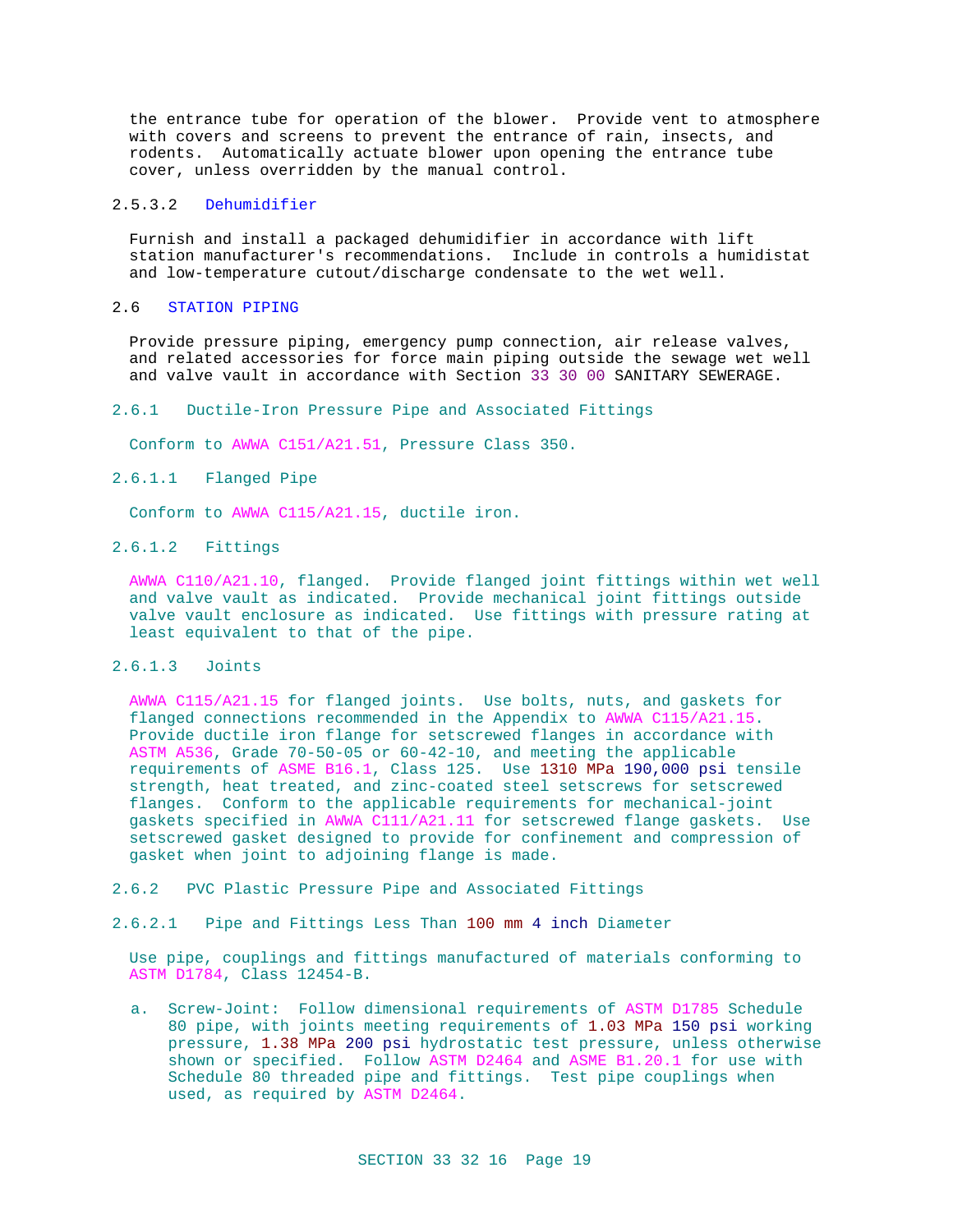the entrance tube for operation of the blower. Provide vent to atmosphere with covers and screens to prevent the entrance of rain, insects, and rodents. Automatically actuate blower upon opening the entrance tube cover, unless overridden by the manual control.

#### 2.5.3.2 Dehumidifier

Furnish and install a packaged dehumidifier in accordance with lift station manufacturer's recommendations. Include in controls a humidistat and low-temperature cutout/discharge condensate to the wet well.

## 2.6 STATION PIPING

Provide pressure piping, emergency pump connection, air release valves, and related accessories for force main piping outside the sewage wet well and valve vault in accordance with Section 33 30 00 SANITARY SEWERAGE.

### 2.6.1 Ductile-Iron Pressure Pipe and Associated Fittings

Conform to AWWA C151/A21.51, Pressure Class 350.

#### 2.6.1.1 Flanged Pipe

Conform to AWWA C115/A21.15, ductile iron.

#### 2.6.1.2 Fittings

AWWA C110/A21.10, flanged. Provide flanged joint fittings within wet well and valve vault as indicated. Provide mechanical joint fittings outside valve vault enclosure as indicated. Use fittings with pressure rating at least equivalent to that of the pipe.

#### 2.6.1.3 Joints

AWWA C115/A21.15 for flanged joints. Use bolts, nuts, and gaskets for flanged connections recommended in the Appendix to AWWA C115/A21.15. Provide ductile iron flange for setscrewed flanges in accordance with ASTM A536, Grade 70-50-05 or 60-42-10, and meeting the applicable requirements of ASME B16.1, Class 125. Use 1310 MPa 190,000 psi tensile strength, heat treated, and zinc-coated steel setscrews for setscrewed flanges. Conform to the applicable requirements for mechanical-joint gaskets specified in AWWA C111/A21.11 for setscrewed flange gaskets. Use setscrewed gasket designed to provide for confinement and compression of gasket when joint to adjoining flange is made.

### 2.6.2 PVC Plastic Pressure Pipe and Associated Fittings

#### 2.6.2.1 Pipe and Fittings Less Than 100 mm 4 inch Diameter

Use pipe, couplings and fittings manufactured of materials conforming to ASTM D1784, Class 12454-B.

a. Screw-Joint: Follow dimensional requirements of ASTM D1785 Schedule 80 pipe, with joints meeting requirements of 1.03 MPa 150 psi working pressure, 1.38 MPa 200 psi hydrostatic test pressure, unless otherwise shown or specified. Follow ASTM D2464 and ASME B1.20.1 for use with Schedule 80 threaded pipe and fittings. Test pipe couplings when used, as required by ASTM D2464.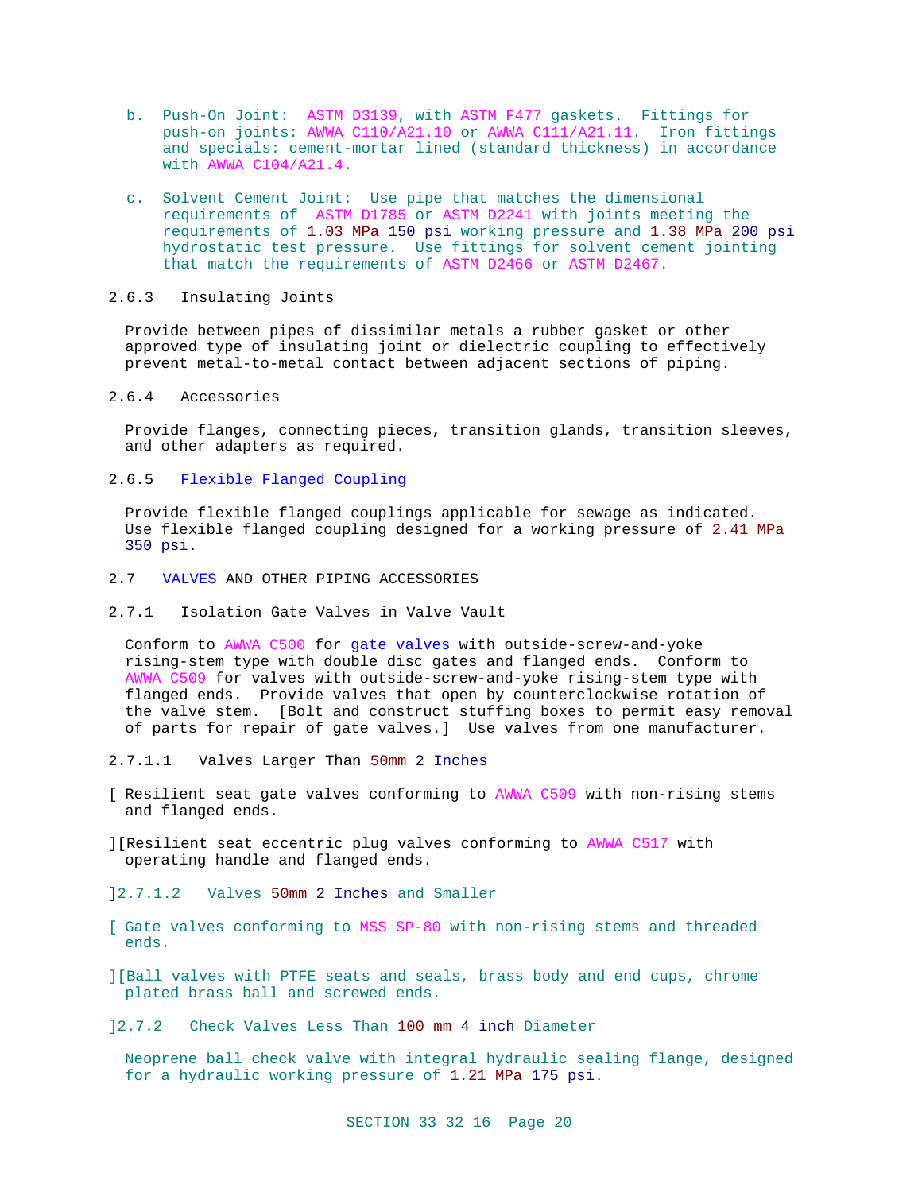b. Push-On Joint: ASTM D3139, with ASTM F477 gaskets. Fittings for push-on joints: AWWA C110/A21.10 or AWWA C111/A21.11. Iron fittings and specials: cement-mortar lined (standard thickness) in accordance with AWWA C104/A21.4.

c. Solvent Cement Joint: Use pipe that matches the dimensional requirements of ASTM D1785 or ASTM D2241 with joints meeting the requirements of 1.03 MPa 150 psi working pressure and 1.38 MPa 200 psi hydrostatic test pressure. Use fittings for solvent cement jointing that match the requirements of ASTM D2466 or ASTM D2467.

2.6.3 Insulating Joints

Provide between pipes of dissimilar metals a rubber gasket or other approved type of insulating joint or dielectric coupling to effectively prevent metal-to-metal contact between adjacent sections of piping.

2.6.4 Accessories

Provide flanges, connecting pieces, transition glands, transition sleeves, and other adapters as required.

2.6.5 Flexible Flanged Coupling

Provide flexible flanged couplings applicable for sewage as indicated. Use flexible flanged coupling designed for a working pressure of 2.41 MPa 350 psi.

2.7 VALVES AND OTHER PIPING ACCESSORIES

2.7.1 Isolation Gate Valves in Valve Vault

Conform to AWWA C500 for gate valves with outside-screw-and-yoke rising-stem type with double disc gates and flanged ends. Conform to AWWA C509 for valves with outside-screw-and-yoke rising-stem type with flanged ends. Provide valves that open by counterclockwise rotation of the valve stem. [Bolt and construct stuffing boxes to permit easy removal of parts for repair of gate valves.] Use valves from one manufacturer.

2.7.1.1 Valves Larger Than 50mm 2 Inches

[ Resilient seat gate valves conforming to AWWA C509 with non-rising stems and flanged ends.

][Resilient seat eccentric plug valves conforming to AWWA C517 with operating handle and flanged ends.

]2.7.1.2 Valves 50mm 2 Inches and Smaller

[ Gate valves conforming to MSS SP-80 with non-rising stems and threaded ends.

][Ball valves with PTFE seats and seals, brass body and end cups, chrome plated brass ball and screwed ends.

]2.7.2 Check Valves Less Than 100 mm 4 inch Diameter

Neoprene ball check valve with integral hydraulic sealing flange, designed for a hydraulic working pressure of 1.21 MPa 175 psi.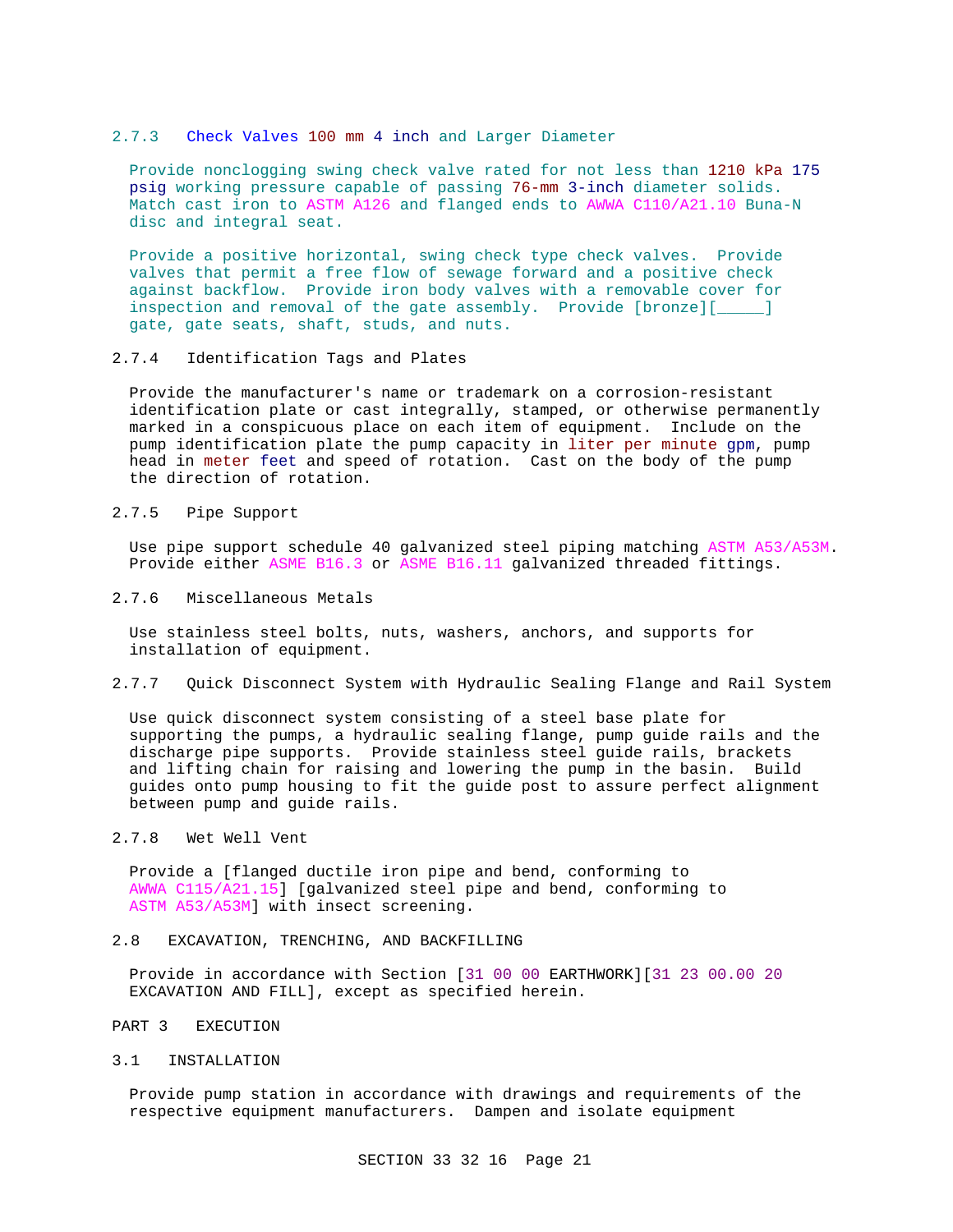### 2.7.3 Check Valves 100 mm 4 inch and Larger Diameter

Provide nonclogging swing check valve rated for not less than 1210 kPa 175 psig working pressure capable of passing 76-mm 3-inch diameter solids. Match cast iron to ASTM A126 and flanged ends to AWWA C110/A21.10 Buna-N disc and integral seat.

Provide a positive horizontal, swing check type check valves. Provide valves that permit a free flow of sewage forward and a positive check against backflow. Provide iron body valves with a removable cover for inspection and removal of the gate assembly. Provide [bronze][_____] gate, gate seats, shaft, studs, and nuts.

### 2.7.4 Identification Tags and Plates

Provide the manufacturer's name or trademark on a corrosion-resistant identification plate or cast integrally, stamped, or otherwise permanently marked in a conspicuous place on each item of equipment. Include on the pump identification plate the pump capacity in liter per minute gpm, pump head in meter feet and speed of rotation. Cast on the body of the pump the direction of rotation.

### 2.7.5 Pipe Support

Use pipe support schedule 40 galvanized steel piping matching ASTM A53/A53M. Provide either ASME B16.3 or ASME B16.11 galvanized threaded fittings.

### 2.7.6 Miscellaneous Metals

Use stainless steel bolts, nuts, washers, anchors, and supports for installation of equipment.

### 2.7.7 Quick Disconnect System with Hydraulic Sealing Flange and Rail System

Use quick disconnect system consisting of a steel base plate for supporting the pumps, a hydraulic sealing flange, pump guide rails and the discharge pipe supports. Provide stainless steel guide rails, brackets and lifting chain for raising and lowering the pump in the basin. Build guides onto pump housing to fit the guide post to assure perfect alignment between pump and guide rails.

### 2.7.8 Wet Well Vent

Provide a [flanged ductile iron pipe and bend, conforming to AWWA C115/A21.15] [galvanized steel pipe and bend, conforming to ASTM A53/A53M] with insect screening.

## 2.8 EXCAVATION, TRENCHING, AND BACKFILLING

Provide in accordance with Section [31 00 00 EARTHWORK][31 23 00.00 20 EXCAVATION AND FILL], except as specified herein.

# PART 3 EXECUTION

## 3.1 INSTALLATION

Provide pump station in accordance with drawings and requirements of the respective equipment manufacturers. Dampen and isolate equipment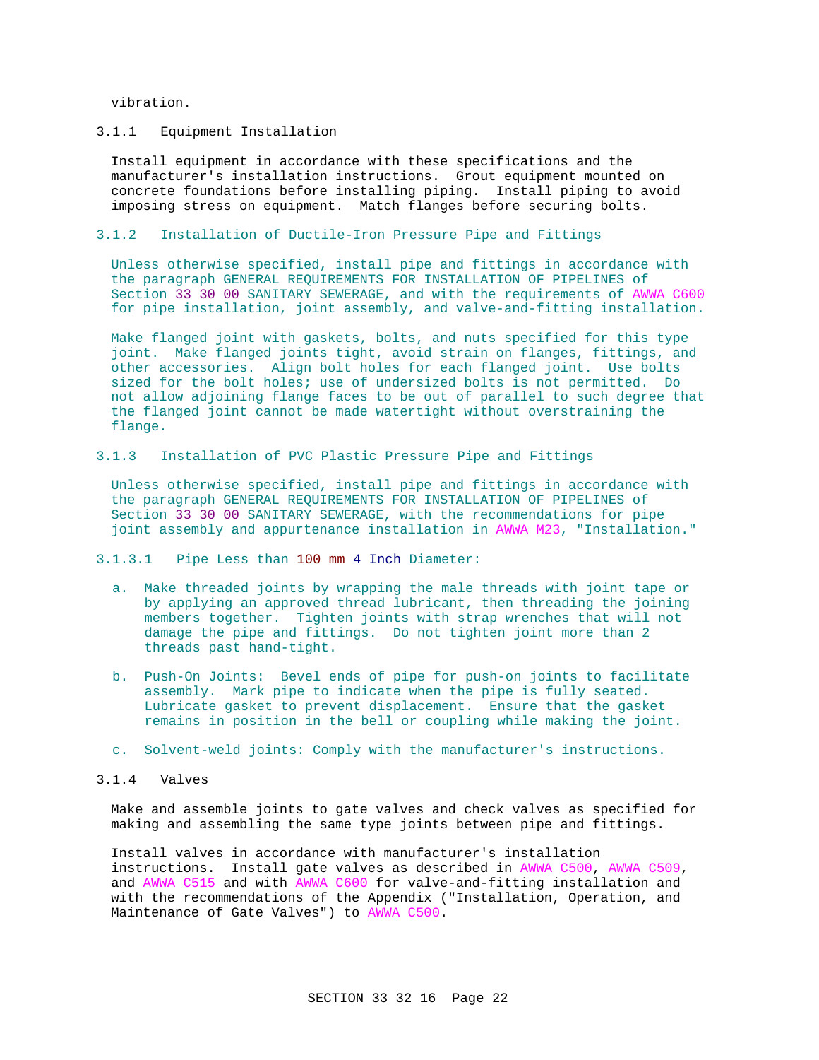vibration.

#### 3.1.1 Equipment Installation

Install equipment in accordance with these specifications and the manufacturer's installation instructions. Grout equipment mounted on concrete foundations before installing piping. Install piping to avoid imposing stress on equipment. Match flanges before securing bolts.

#### 3.1.2 Installation of Ductile-Iron Pressure Pipe and Fittings

Unless otherwise specified, install pipe and fittings in accordance with the paragraph GENERAL REQUIREMENTS FOR INSTALLATION OF PIPELINES of Section 33 30 00 SANITARY SEWERAGE, and with the requirements of AWWA C600 for pipe installation, joint assembly, and valve-and-fitting installation.

Make flanged joint with gaskets, bolts, and nuts specified for this type joint. Make flanged joints tight, avoid strain on flanges, fittings, and other accessories. Align bolt holes for each flanged joint. Use bolts sized for the bolt holes; use of undersized bolts is not permitted. Do not allow adjoining flange faces to be out of parallel to such degree that the flanged joint cannot be made watertight without overstraining the flange.

#### 3.1.3 Installation of PVC Plastic Pressure Pipe and Fittings

Unless otherwise specified, install pipe and fittings in accordance with the paragraph GENERAL REQUIREMENTS FOR INSTALLATION OF PIPELINES of Section 33 30 00 SANITARY SEWERAGE, with the recommendations for pipe joint assembly and appurtenance installation in AWWA M23, "Installation."

##### 3.1.3.1 Pipe Less than 100 mm 4 Inch Diameter:

a. Make threaded joints by wrapping the male threads with joint tape or by applying an approved thread lubricant, then threading the joining members together. Tighten joints with strap wrenches that will not damage the pipe and fittings. Do not tighten joint more than 2 threads past hand-tight.

b. Push-On Joints: Bevel ends of pipe for push-on joints to facilitate assembly. Mark pipe to indicate when the pipe is fully seated. Lubricate gasket to prevent displacement. Ensure that the gasket remains in position in the bell or coupling while making the joint.

c. Solvent-weld joints: Comply with the manufacturer's instructions.

#### 3.1.4 Valves

Make and assemble joints to gate valves and check valves as specified for making and assembling the same type joints between pipe and fittings.

Install valves in accordance with manufacturer's installation instructions. Install gate valves as described in AWWA C500, AWWA C509, and AWWA C515 and with AWWA C600 for valve-and-fitting installation and with the recommendations of the Appendix ("Installation, Operation, and Maintenance of Gate Valves") to AWWA C500.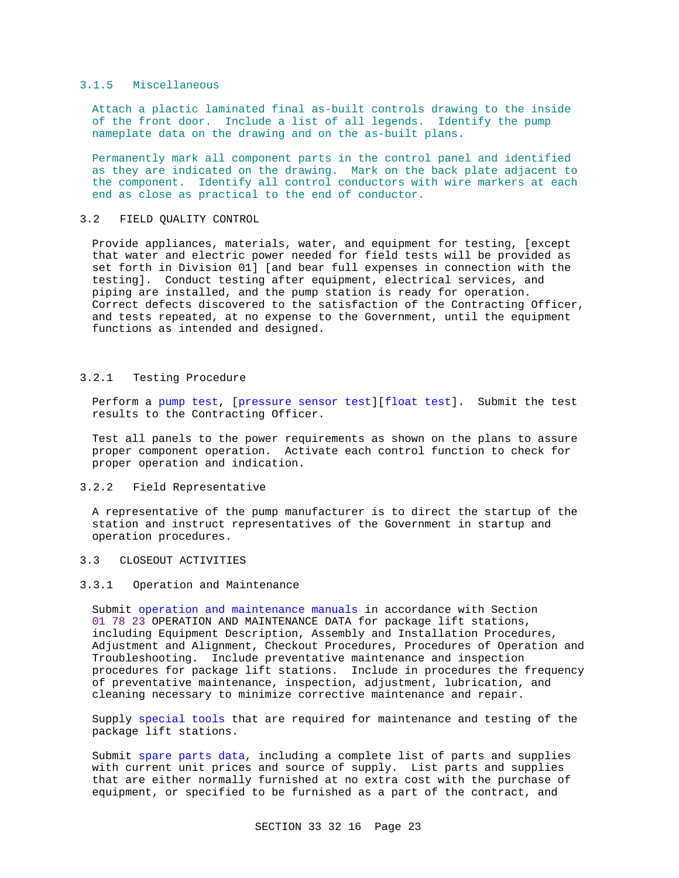#### 3.1.5 Miscellaneous

Attach a plactic laminated final as-built controls drawing to the inside of the front door. Include a list of all legends. Identify the pump nameplate data on the drawing and on the as-built plans.

Permanently mark all component parts in the control panel and identified as they are indicated on the drawing. Mark on the back plate adjacent to the component. Identify all control conductors with wire markers at each end as close as practical to the end of conductor.

## 3.2 FIELD QUALITY CONTROL

Provide appliances, materials, water, and equipment for testing, [except that water and electric power needed for field tests will be provided as set forth in Division 01] [and bear full expenses in connection with the testing]. Conduct testing after equipment, electrical services, and piping are installed, and the pump station is ready for operation. Correct defects discovered to the satisfaction of the Contracting Officer, and tests repeated, at no expense to the Government, until the equipment functions as intended and designed.

### 3.2.1 Testing Procedure

Perform a pump test, [pressure sensor test][float test]. Submit the test results to the Contracting Officer.

Test all panels to the power requirements as shown on the plans to assure proper component operation. Activate each control function to check for proper operation and indication.

### 3.2.2 Field Representative

A representative of the pump manufacturer is to direct the startup of the station and instruct representatives of the Government in startup and operation procedures.

## 3.3 CLOSEOUT ACTIVITIES

### 3.3.1 Operation and Maintenance

Submit operation and maintenance manuals in accordance with Section 01 78 23 OPERATION AND MAINTENANCE DATA for package lift stations, including Equipment Description, Assembly and Installation Procedures, Adjustment and Alignment, Checkout Procedures, Procedures of Operation and Troubleshooting. Include preventative maintenance and inspection procedures for package lift stations. Include in procedures the frequency of preventative maintenance, inspection, adjustment, lubrication, and cleaning necessary to minimize corrective maintenance and repair.

Supply special tools that are required for maintenance and testing of the package lift stations.

Submit spare parts data, including a complete list of parts and supplies with current unit prices and source of supply. List parts and supplies that are either normally furnished at no extra cost with the purchase of equipment, or specified to be furnished as a part of the contract, and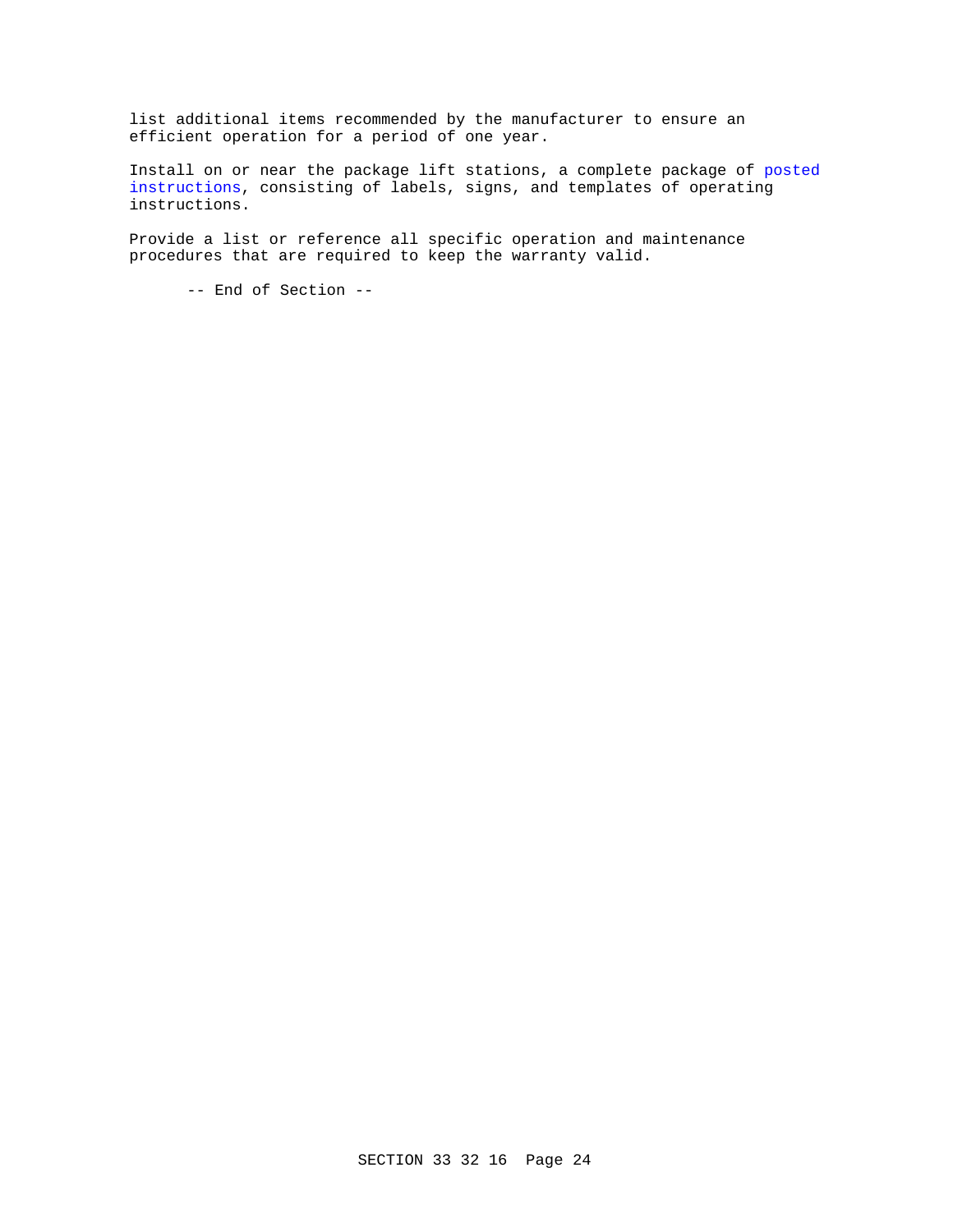list additional items recommended by the manufacturer to ensure an efficient operation for a period of one year.

Install on or near the package lift stations, a complete package of posted instructions, consisting of labels, signs, and templates of operating instructions.

Provide a list or reference all specific operation and maintenance procedures that are required to keep the warranty valid.

-- End of Section --